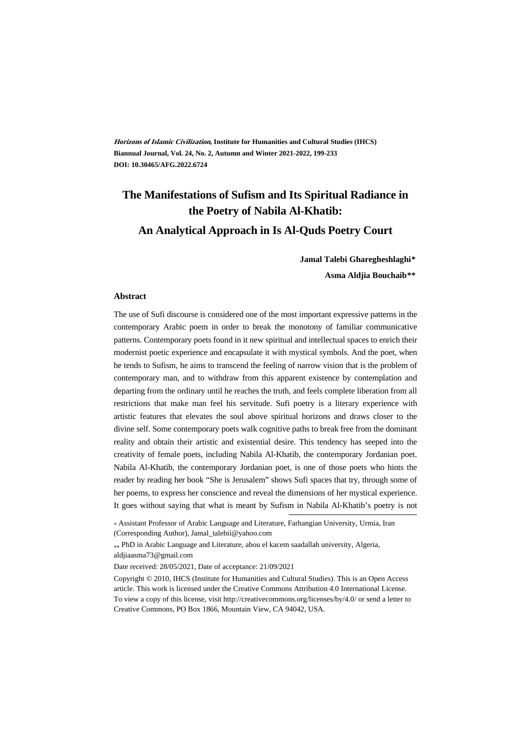***Horizons of Islamic Civilization*, Institute for Humanities and Cultural Studies (IHCS)**
**Biannual Journal, Vol. 24, No. 2, Autumn and Winter 2021-2022, 199-233**
**DOI: 10.30465/AFG.2022.6724**

# The Manifestations of Sufism and Its Spiritual Radiance in the Poetry of Nabila Al-Khatib: An Analytical Approach in Is Al-Quds Poetry Court

**Jamal Talebi Gharegheshlaghi***

**Asma Aldjia Bouchaib****

## Abstract

The use of Sufi discourse is considered one of the most important expressive patterns in the contemporary Arabic poem in order to break the monotony of familiar communicative patterns. Contemporary poets found in it new spiritual and intellectual spaces to enrich their modernist poetic experience and encapsulate it with mystical symbols. And the poet, when he tends to Sufism, he aims to transcend the feeling of narrow vision that is the problem of contemporary man, and to withdraw from this apparent existence by contemplation and departing from the ordinary until he reaches the truth, and feels complete liberation from all restrictions that make man feel his servitude. Sufi poetry is a literary experience with artistic features that elevates the soul above spiritual horizons and draws closer to the divine self. Some contemporary poets walk cognitive paths to break free from the dominant reality and obtain their artistic and existential desire. This tendency has seeped into the creativity of female poets, including Nabila Al-Khatib, the contemporary Jordanian poet. Nabila Al-Khatib, the contemporary Jordanian poet, is one of those poets who hints the reader by reading her book "She is Jerusalem" shows Sufi spaces that try, through some of her poems, to express her conscience and reveal the dimensions of her mystical experience. It goes without saying that what is meant by Sufism in Nabila Al-Khatib's poetry is not

---

* Assistant Professor of Arabic Language and Literature, Farhangian University, Urmia, Iran (Corresponding Author), Jamal_talebii@yahoo.com

** PhD in Arabic Language and Literature, abou el kacem saadallah university, Algeria, aldjiaasma73@gmail.com

Date received: 28/05/2021, Date of acceptance: 21/09/2021

Copyright © 2010, IHCS (Institute for Humanities and Cultural Studies). This is an Open Access article. This work is licensed under the Creative Commons Attribution 4.0 International License. To view a copy of this license, visit http://creativecommons.org/licenses/by/4.0/ or send a letter to Creative Commons, PO Box 1866, Mountain View, CA 94042, USA.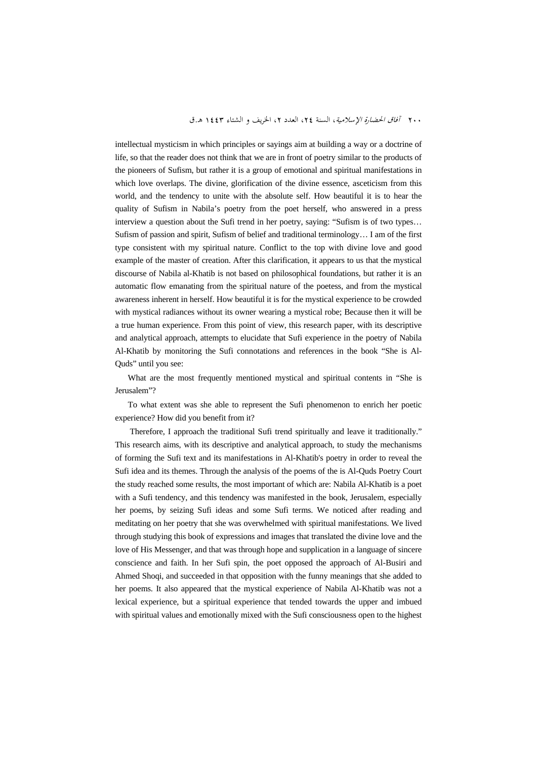intellectual mysticism in which principles or sayings aim at building a way or a doctrine of life, so that the reader does not think that we are in front of poetry similar to the products of the pioneers of Sufism, but rather it is a group of emotional and spiritual manifestations in which love overlaps. The divine, glorification of the divine essence, asceticism from this world, and the tendency to unite with the absolute self. How beautiful it is to hear the quality of Sufism in Nabila's poetry from the poet herself, who answered in a press interview a question about the Sufi trend in her poetry, saying: "Sufism is of two types… Sufism of passion and spirit, Sufism of belief and traditional terminology… I am of the first type consistent with my spiritual nature. Conflict to the top with divine love and good example of the master of creation. After this clarification, it appears to us that the mystical discourse of Nabila al-Khatib is not based on philosophical foundations, but rather it is an automatic flow emanating from the spiritual nature of the poetess, and from the mystical awareness inherent in herself. How beautiful it is for the mystical experience to be crowded with mystical radiances without its owner wearing a mystical robe; Because then it will be a true human experience. From this point of view, this research paper, with its descriptive and analytical approach, attempts to elucidate that Sufi experience in the poetry of Nabila Al-Khatib by monitoring the Sufi connotations and references in the book "She is Al-Quds" until you see:

What are the most frequently mentioned mystical and spiritual contents in "She is Jerusalem"?

To what extent was she able to represent the Sufi phenomenon to enrich her poetic experience? How did you benefit from it?

Therefore, I approach the traditional Sufi trend spiritually and leave it traditionally." This research aims, with its descriptive and analytical approach, to study the mechanisms of forming the Sufi text and its manifestations in Al-Khatib's poetry in order to reveal the Sufi idea and its themes. Through the analysis of the poems of the is Al-Quds Poetry Court the study reached some results, the most important of which are: Nabila Al-Khatib is a poet with a Sufi tendency, and this tendency was manifested in the book, Jerusalem, especially her poems, by seizing Sufi ideas and some Sufi terms. We noticed after reading and meditating on her poetry that she was overwhelmed with spiritual manifestations. We lived through studying this book of expressions and images that translated the divine love and the love of His Messenger, and that was through hope and supplication in a language of sincere conscience and faith. In her Sufi spin, the poet opposed the approach of Al-Busiri and Ahmed Shoqi, and succeeded in that opposition with the funny meanings that she added to her poems. It also appeared that the mystical experience of Nabila Al-Khatib was not a lexical experience, but a spiritual experience that tended towards the upper and imbued with spiritual values and emotionally mixed with the Sufi consciousness open to the highest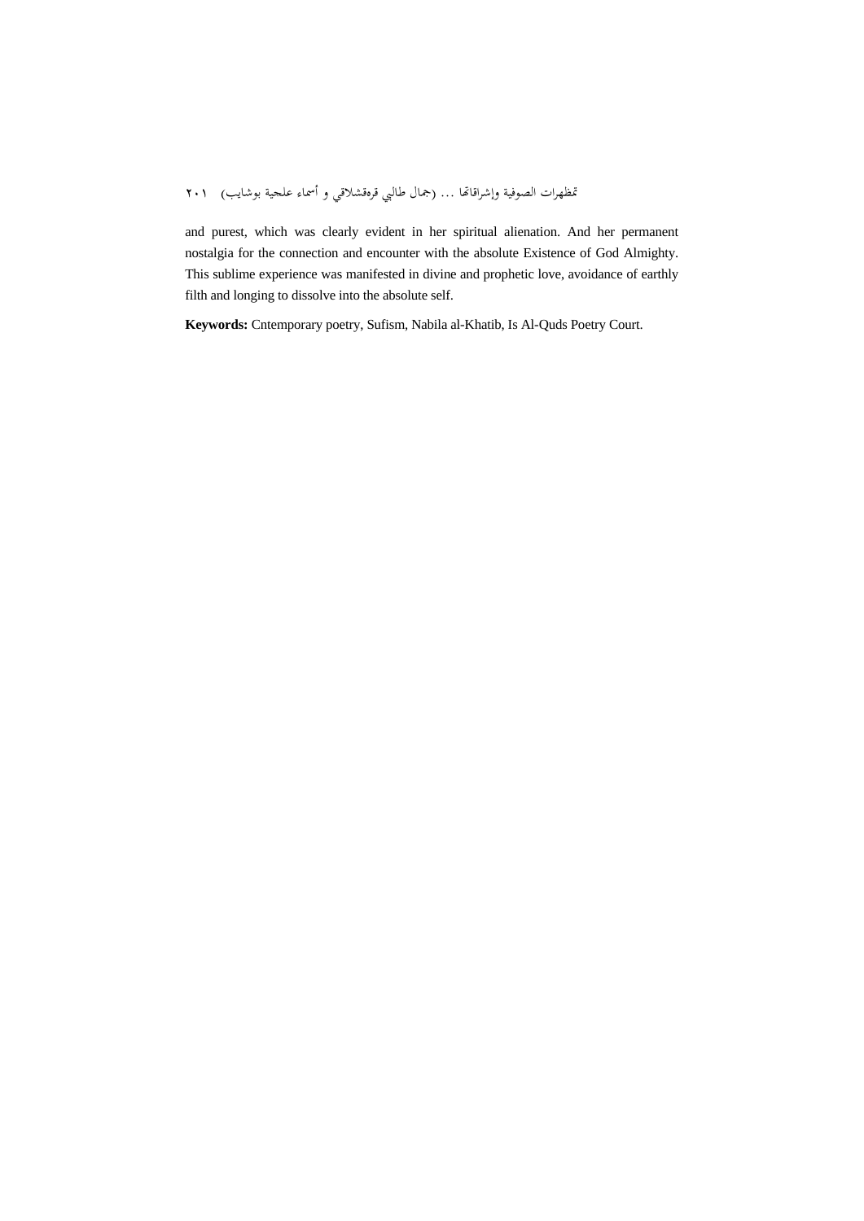and purest, which was clearly evident in her spiritual alienation. And her permanent nostalgia for the connection and encounter with the absolute Existence of God Almighty. This sublime experience was manifested in divine and prophetic love, avoidance of earthly filth and longing to dissolve into the absolute self.

**Keywords:** Cntemporary poetry, Sufism, Nabila al-Khatib, Is Al-Quds Poetry Court.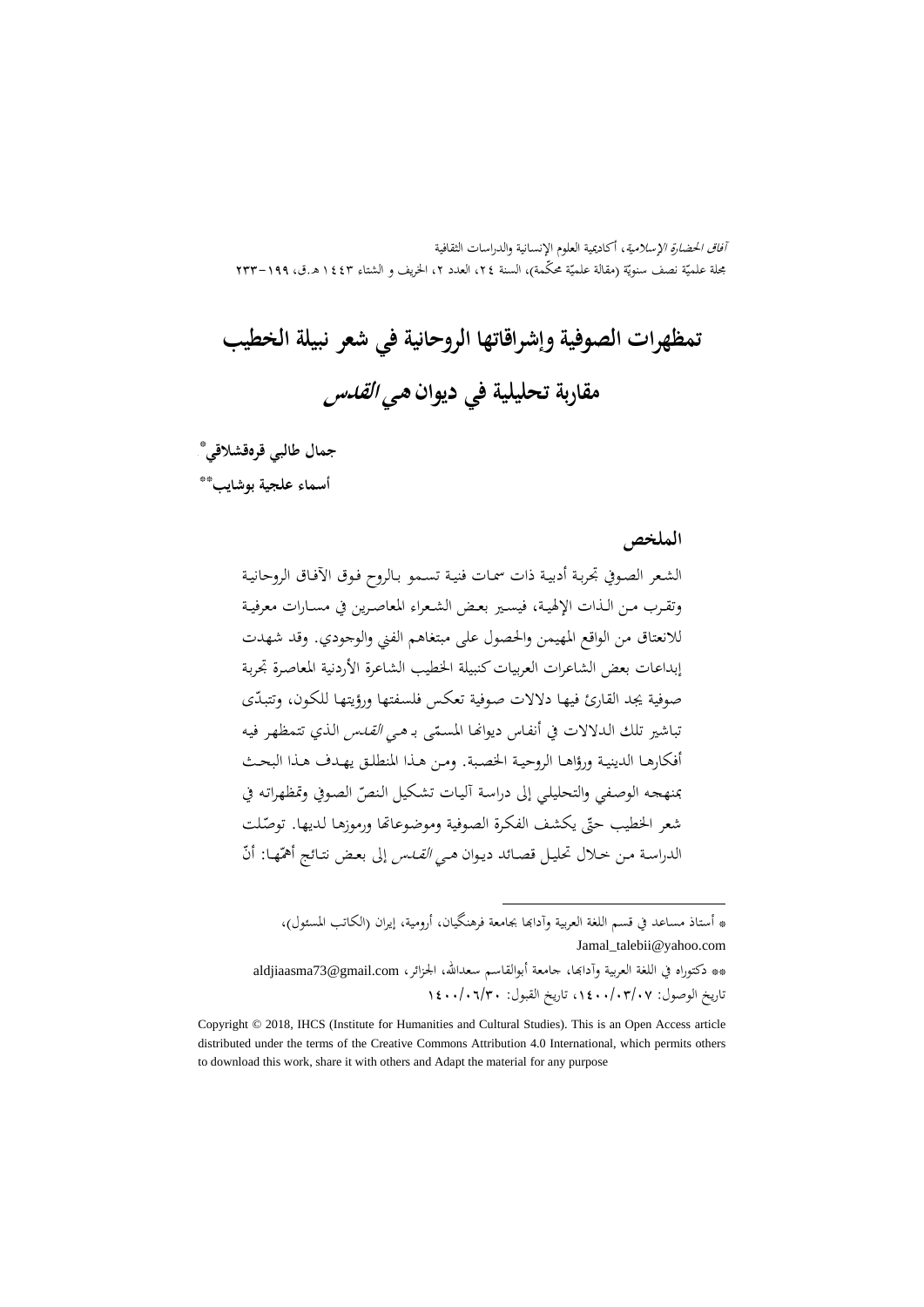# تمظهرات الصوفية وإشراقاتها الروحانية في شعر نبيلة الخطيب

## مقاربة تحليلية في ديوان هي *القدس*

**جمال طالبي قرەقشلاقي***

**أسماء علجية بوشايب****

### الملخص

الشعر الصوفي تجربة أدبية ذات سمات فنية تسمو بالروح فوق الآفاق الروحانية وتقرب من الذات الإلهية، فيسير بعض الشعراء المعاصرين في مسارات معرفية للانعتاق من الواقع المهيمن والحصول على مبتغاهم الفني والوجودي. وقد شهدت إبداعات بعض الشاعرات العربيات كنبيلة الخطيب الشاعرة الأردنية المعاصرة تجربة صوفية يجد القارئ فيها دلالات صوفية تعكس فلسفتها ورؤيتها للكون، وتتبدّى تباشير تلك الدلالات في أنفاس ديوانها المسمّى بـ هي *القدس* الذي تتمظهر فيه أفكارها الدينية ورؤاها الروحية الخصبة. ومن هذا المنطلق يهدف هذا البحث بمنهجه الوصفي والتحليلي إلى دراسة آليات تشكيل النصّ الصوفي وتمظهراته في شعر الخطيب حتّى يكشف الفكرة الصوفية وموضوعاتها ورموزها لديها. توصّلت الدراسة من خلال تحليل قصائد ديوان هي *القدس* إلى بعض نتائج أهمّها: أنّ

---

* أستاذ مساعد في قسم اللغة العربية وآدابها بجامعة فرهنگيان، أرومية، إيران (الكاتب المسئول)، Jamal_talebii@yahoo.com

** دكتوراه في اللغة العربية وآدابها، جامعة أبوالقاسم سعدالله، الجزائر، aldjiaasma73@gmail.com

تاريخ الوصول: ١٤٠٠/٠٣/٠٧، تاريخ القبول: ١٤٠٠/٠٦/٣٠

Copyright © 2018, IHCS (Institute for Humanities and Cultural Studies). This is an Open Access article distributed under the terms of the Creative Commons Attribution 4.0 International, which permits others to download this work, share it with others and Adapt the material for any purpose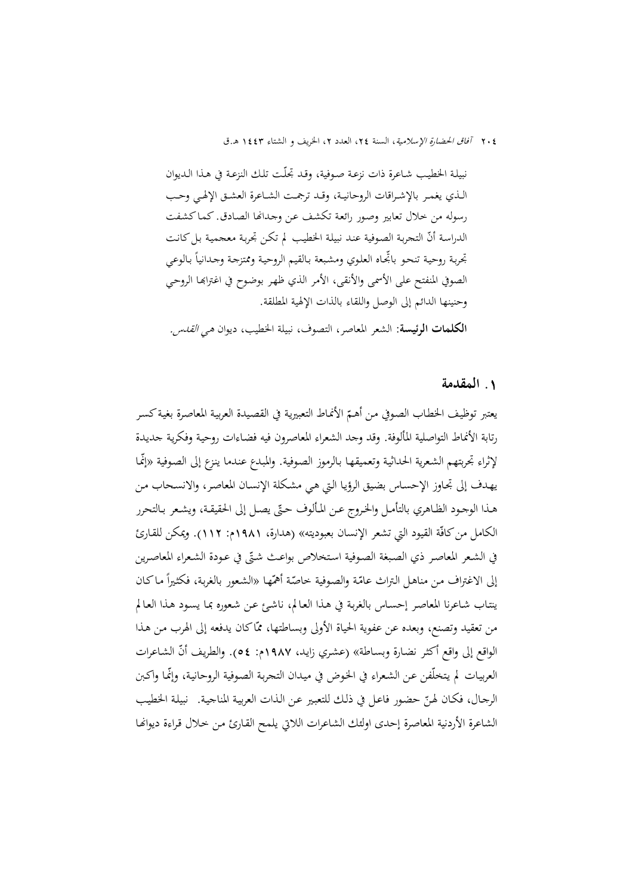نبيلة الخطيب شاعرة ذات نزعة صوفية، وقد تجلّت تلك النزعة في هذا الديوان الذي يغمر بالإشراقات الروحانية، وقد ترجمت الشاعرة العشق الإلهي وحب رسوله من خلال تعابير وصور رائعة تكشف عن وجدانها الصادق. كما كشفت الدراسة أنّ التجربة الصوفية عند نبيلة الخطيب لم تكن تجربة معجمية بل كانت تجربة روحية تنحو باتّجاه العلوي ومشبعة بالقيم الروحية وممتزجة وجدانياً بالوعي الصوفي المنفتح على الأسمى والأنقى، الأمر الذي ظهر بوضوح في اغترابها الروحي وحنينها الدائم إلى الوصل واللقاء بالذات الإلهية المطلقة.

**الكلمات الرئيسة**: الشعر المعاصر، التصوف، نبيلة الخطيب، ديوان هي *القدس*.

## ۱. المقدمة

يعتبر توظيف الخطاب الصوفي من أهمّ الأنماط التعبيرية في القصيدة العربية المعاصرة بغية كسر رتابة الأنماط التواصلية المألوفة. وقد وجد الشعراء المعاصرون فيه فضاءات روحية وفكرية جديدة لإثراء تجربتهم الشعرية الحداثية وتعميقها بالرموز الصوفية. والمبدع عندما ينزع إلى الصوفية «إنّما يهدف إلى تجاوز الإحساس بضيق الرؤيا التي هي مشكلة الإنسان المعاصر، والانسحاب من هذا الوجود الظاهري بالتأمل والخروج عن المألوف حتّى يصل إلى الحقيقة، ويشعر بالتحرر الكامل من كافّة القيود التي تشعر الإنسان بعبوديته» (هدارة، ۱۹۸۱م: ۱۱۲). ويمكن للقارئ في الشعر المعاصر ذي الصبغة الصوفية استخلاص بواعث شتّى في عودة الشعراء المعاصرين إلى الاغتراف من مناهل التراث عامّة والصوفية خاصّة أهمّها «الشعور بالغربة، فكثيراً ما كان ينتاب شاعرنا المعاصر إحساس بالغربة في هذا العالم، ناشئ عن شعوره بما يسود هذا العالم من تعقيد وتصنع، وبعده عن عفوية الحياة الأولى وبساطتها، ممّا كان يدفعه إلى الهرب من هذا الواقع إلى واقع أكثر نضارة وبساطة» (عشري زايد، ۱۹۸۷م: ٥٤). والطريف أنّ الشاعرات العربيات لم يتخلّفن عن الشعراء في الخوض في ميدان التجربة الصوفية الروحانية، وإنّما واكبن الرجال، فكان لهنّ حضور فاعل في ذلك للتعبير عن الذات العربية المناجية. نبيلة الخطيب الشاعرة الأردنية المعاصرة إحدى اولئك الشاعرات اللاتي يلمح القارئ من خلال قراءة ديوانها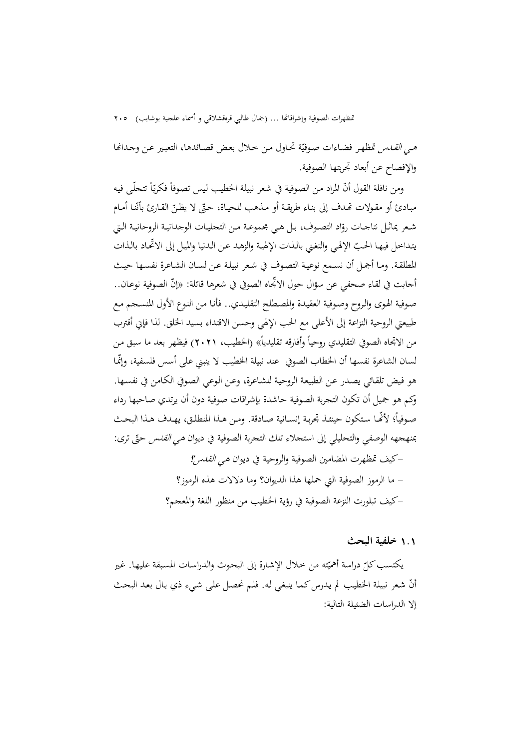هي *القدس* تمظهر فضاءات صوفيّة تحاول من خلال بعض قصائدها، التعبير عن وجدانها والإفصاح عن أبعاد تجربتها الصوفية.

ومن نافلة القول أنّ المراد من الصوفية في شعر نبيلة الخطيب ليس تصوفاً فكريّاً تتجلّى فيه مبادئ أو مقولات تهدف إلى بناء طريقة أو مذهب للحياة، حتّى لا يظنّ القارئ بأنّنا أمام شعر يماثل نتاجات روّاد التصوف، بل هي مجموعة من التجليات الوجدانية الروحانية التي يتداخل فيها الحبّ الإلهي والتغني بالذات الإلهية والزهد عن الدنيا والميل إلى الاتّحاد بالذات المطلقة. وما أجمل أن نسمع نوعية التصوف في شعر نبيلة عن لسان الشاعرة نفسها حيث أجابت في لقاء صحفي عن سؤال حول الاتّجاه الصوفي في شعرها قائلة: «إنّ الصوفية نوعان.. صوفية الهوى والروح وصوفية العقيدة والمصطلح التقليدي.. فأنا من النوع الأول المنسجم مع طبيعتي الروحية النزاعة إلى الأعلى مع الحب الإلهي وحسن الاقتداء بسيد الخلق. لذا فإني أقترب من الاتجاه الصوفي التقليدي روحياً وأفارقه تقليدياً» (الخطيب، ٢٠٢١) فيظهر بعد ما سبق من لسان الشاعرة نفسها أن الخطاب الصوفي عند نبيلة الخطيب لا ينبني على أسس فلسفية، وإنّما هو فيض تلقائي يصدر عن الطبيعة الروحية للشاعرة، وعن الوعي الصوفي الكامن في نفسها. وكم هو جميل أن تكون التجربة الصوفية حاشدة بإشراقات صوفية دون أن يرتدي صاحبها رداء صوفياً؛ لأنّها ستكون حينئذ تجربة إنسانية صادقة. ومن هذا المنطلق، يهدف هذا البحث بمنهجه الوصفي والتحليلي إلى استجلاء تلك التجربة الصوفية في ديوان هي *القدس* حتّى ترى:

-كيف تمظهرت المضامين الصوفية والروحية في ديوان هي *القدس*؟

- ما الرموز الصوفية التي حملها هذا الديوان؟ وما دلالات هذه الرموز؟

-كيف تبلورت النزعة الصوفية في رؤية الخطيب من منظور اللغة والمعجم؟

### ١.١ خلفية البحث

يكتسب كلّ دراسة أهميّته من خلال الإشارة إلى البحوث والدراسات المسبقة عليها. غير أنّ شعر نبيلة الخطيب لم يدرس كما ينبغي له. فلم نحصل على شيء ذي بال بعد البحث إلا الدراسات الضئيلة التالية: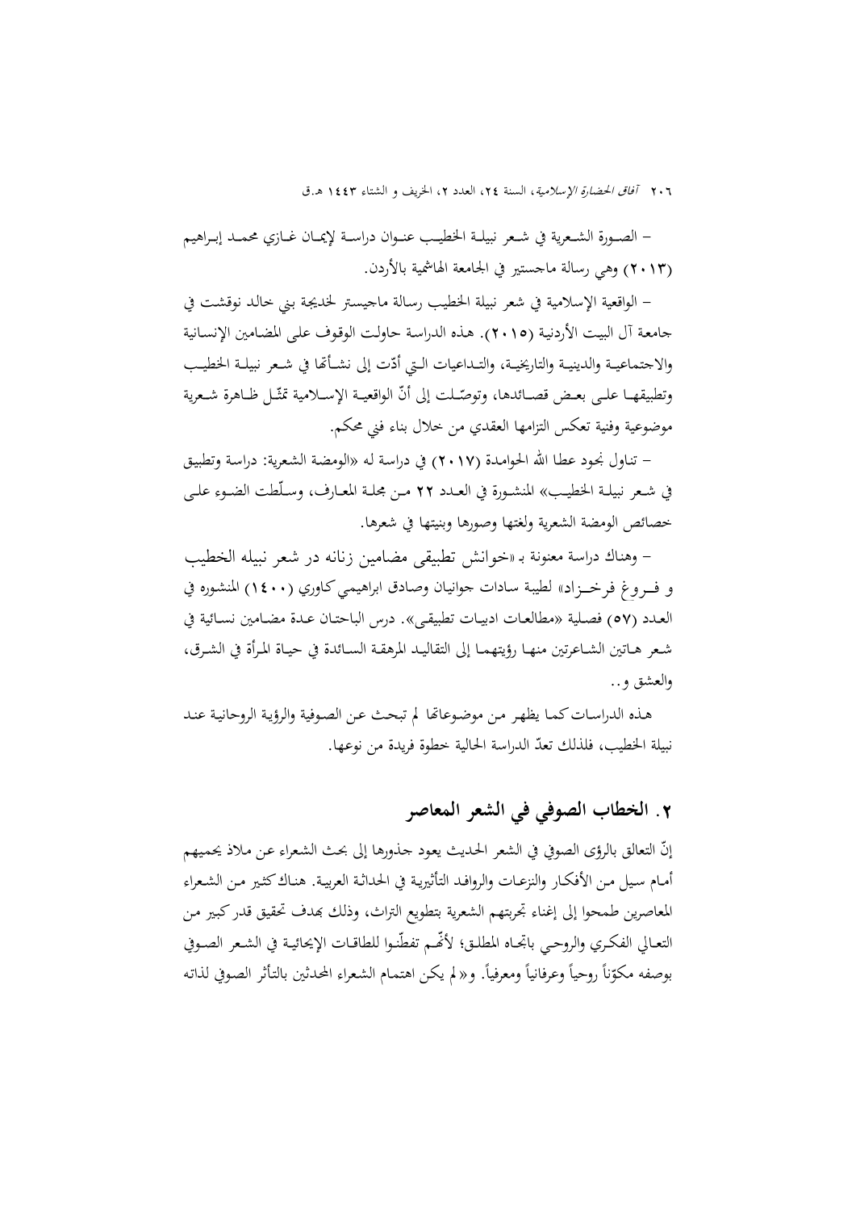– الصورة الشعرية في شعر نبيلة الخطيب عنوان دراسة لإيمان غازي محمد إبراهيم (٢٠١٣) وهي رسالة ماجستير في الجامعة الهاشمية بالأردن.

– الواقعية الإسلامية في شعر نبيلة الخطيب رسالة ماجيستر لخديجة بني خالد نوقشت في جامعة آل البيت الأردنية (٢٠١٥). هذه الدراسة حاولت الوقوف على المضامين الإنسانية والاجتماعية والدينية والتاريخية، والتداعيات التي أدّت إلى نشأتها في شعر نبيلة الخطيب وتطبيقها على بعض قصائدها، وتوصّلت إلى أنّ الواقعية الإسلامية تمثّل ظاهرة شعرية موضوعية وفنية تعكس التزامها العقدي من خلال بناء فني محكم.

– تناول نجود عطا الله الحوامدة (٢٠١٧) في دراسة له «الومضة الشعرية: دراسة وتطبيق في شعر نبيلة الخطيب» المنشورة في العدد ٢٢ من مجلة المعارف، وسلّطت الضوء على خصائص الومضة الشعرية ولغتها وصورها وبنيتها في شعرها.

– وهناك دراسة معنونة بـ «خوانش تطبيقى مضامين زنانه در شعر نبيله الخطيب و فروغ فرخزاد» لطيبة سادات جوانيان وصادق ابراهيمي كاوري (١٤٠٠) المنشوره في العدد (٥٧) فصلية «مطالعات ادبيات تطبيقى». درس الباحثان عدة مضامين نسائية في شعر هاتين الشاعرتين منها رؤيتهما إلى التقاليد المرهقة السائدة في حياة المرأة في الشرق، والعشق و..

هذه الدراسات كما يظهر من موضوعاتها لم تبحث عن الصوفية والرؤية الروحانية عند نبيلة الخطيب، فلذلك تعدّ الدراسة الحالية خطوة فريدة من نوعها.

## ٢. الخطاب الصوفي في الشعر المعاصر

إنّ التعالق بالرؤى الصوفي في الشعر الحديث يعود جذورها إلى بحث الشعراء عن ملاذ يحميهم أمام سيل من الأفكار والنزعات والروافد التأثيرية في الحداثة العربية. هناك كثير من الشعراء المعاصرين طمحوا إلى إغناء تجربتهم الشعرية بتطويع التراث، وذلك بهدف تحقيق قدر كبير من التعالي الفكري والروحي باتجاه المطلق؛ لأنّهم تفطّنوا للطاقات الإيحائية في الشعر الصوفي بوصفه مكوّناً روحياً وعرفانياً ومعرفياً. و«لم يكن اهتمام الشعراء المحدثين بالتأثر الصوفي لذاته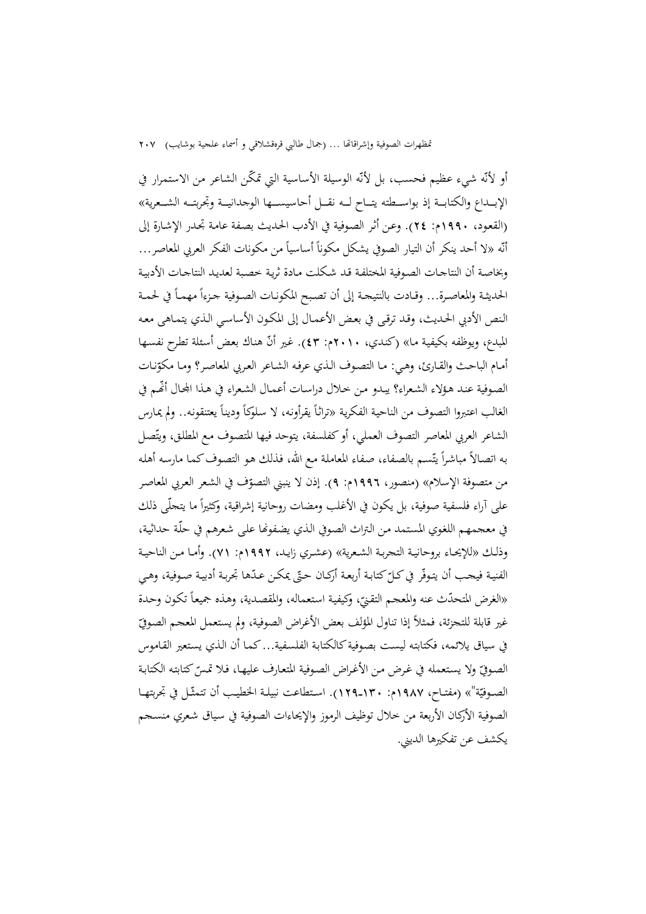أو لأنّه شيء عظيم فحسب، بل لأنّه الوسيلة الأساسية التي تمكّن الشاعر من الاستمرار في الإبـداع والكتابـة إذ بواسـطته يتـاح لـه نقـل أحاسيسـها الوجدانيـة وتجربتـه الشـعرية» (القعود، ١٩٩٠م: ٢٤). وعن أثر الصوفية في الأدب الحديث بصفة عامة تجدر الإشارة إلى أنّه «لا أحد ينكر أن التيار الصوفي يشكل مكوناً أساسياً من مكونات الفكر العربي المعاصر... وبخاصة أن النتاجات الصوفية المختلفة قد شكلت مادة ثرية خصبة لعديد النتاجات الأدبية الحديثة والمعاصرة... وقادت بالنتيجة إلى أن تصبح المكونات الصوفية جزءاً مهماً في لحمة النص الأدبي الحديث، وقد ترقى في بعض الأعمال إلى المكون الأساسي الذي يتماهى معه المبدع، ويوظفه بكيفية ما» (كندي، ٢٠١٠م: ٤٣). غير أنّ هناك بعض أسئلة تطرح نفسها أمام الباحث والقارئ، وهي: ما التصوف الذي عرفه الشاعر العربي المعاصر؟ وما مكوّنات الصوفية عند هؤلاء الشعراء؟ يبدو من خلال دراسات أعمال الشعراء في هذا المجال أنّهم في الغالب اعتبروا التصوف من الناحية الفكرية «تراثاً يقرأونه، لا سلوكاً وديناً يعتنقونه.. ولم يمارس الشاعر العربي المعاصر التصوف العملي، أو كفلسفة، يتوحد فيها المتصوف مع المطلق، ويتّصل به اتصالاً مباشراً يتّسم بالصفاء، صفاء المعاملة مع الله، فذلك هو التصوف كما مارسه أهله من متصوفة الإسلام» (منصور، ١٩٩٦م: ٩). إذن لا ينبني التصوّف في الشعر العربي المعاصر على آراء فلسفية صوفية، بل يكون في الأغلب ومضات روحانية إشراقية، وكثيراً ما يتجلّى ذلك في معجمهم اللغوي المستمد من التراث الصوفي الذي يضفونها على شعرهم في حلّة حداثية، وذلك «للإيحاء بروحانية التجربة الشعرية» (عشري زايد، ١٩٩٢م: ٧١). وأما من الناحية الفنية فيجب أن يتوفّر في كلّ كتابة أربعة أركان حتّى يمكن عدّها تجربة أدبية صوفية، وهي «الغرض المتحدّث عنه والمعجم التقنيّ، وكيفية استعماله، والمقصدية، وهذه جميعاً تكون وحدة غير قابلة للتجزئة، فمثلاً إذا تناول المؤلف بعض الأغراض الصوفية، ولم يستعمل المعجم الصوفيّ في سياق يلائمه، فكتابته ليست بصوفية كالكتابة الفلسفية... كما أن الذي يستعير القاموس الصوفيّ ولا يستعمله في غرض من الأغراض الصوفية المتعارف عليها، فلا تمسّ كتابته الكتابة الصوفيّة"» (مفتاح، ١٩٨٧م: ١٣٠-١٢٩). استطاعت نبيلة الخطيب أن تتمثّل في تجربتها الصوفية الأركان الأربعة من خلال توظيف الرموز والإيحاءات الصوفية في سياق شعري منسجم يكشف عن تفكيرها الديني.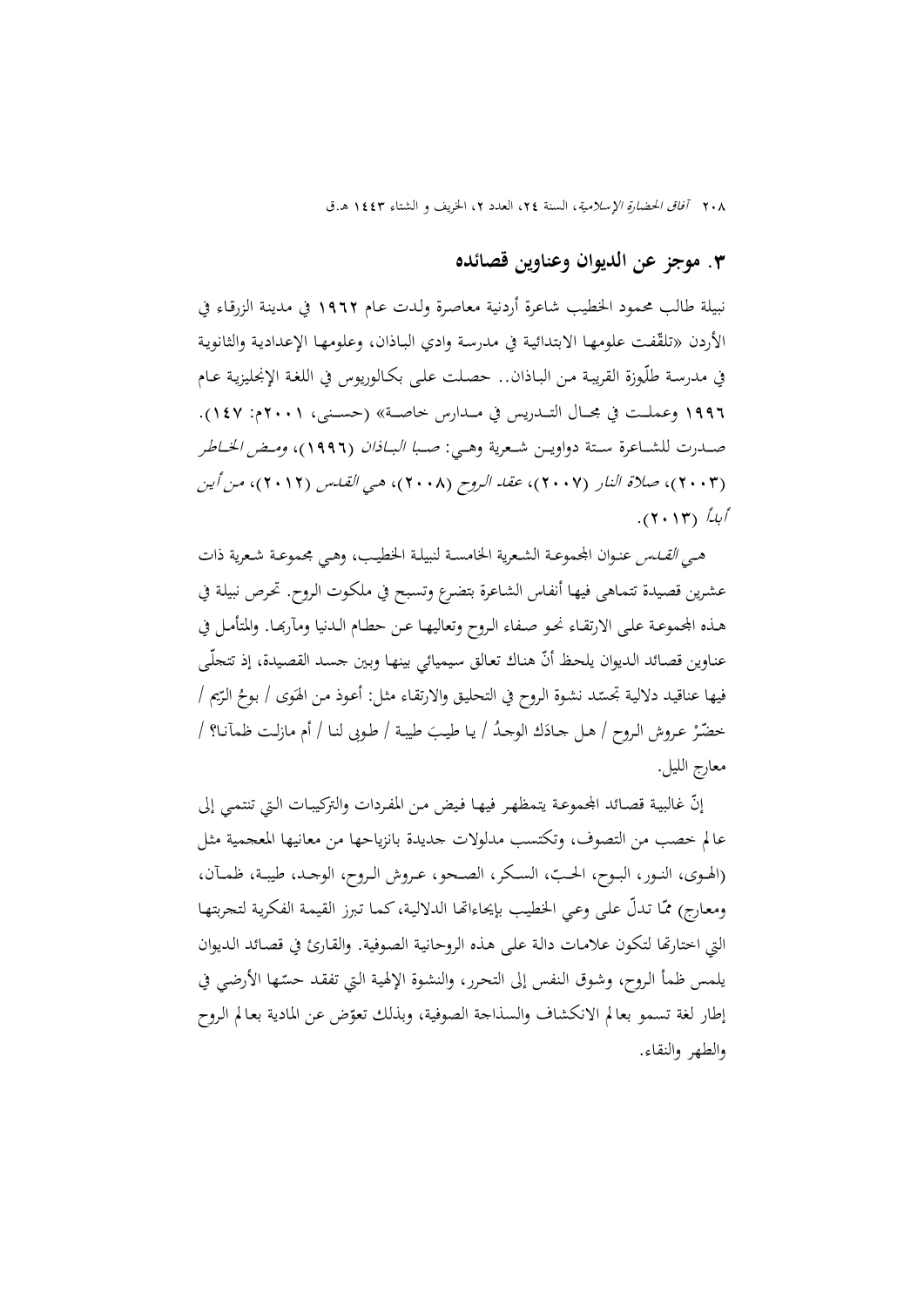## ٣. موجز عن الديوان وعناوين قصائده

نبيلة طالب محمود الخطيب شاعرة أردنية معاصرة ولدت عام ١٩٦٢ في مدينة الزرقاء في الأردن «تلقّفت علومها الابتدائية في مدرسة وادي الباذان، وعلومها الإعدادية والثانوية في مدرسة طلّوزة القريبة من الباذان.. حصلت على بكالوريوس في اللغة الإنجليزية عام ١٩٩٦ وعملت في مجال التدريس في مدارس خاصة» (حسني، ٢٠٠١م: ١٤٧). صدرت للشاعرة ستة دواوين شعرية وهي: *صبا الباذان* (١٩٩٦)، *ومض الخاطر* (٢٠٠٣)، *صلاة النار* (٢٠٠٧)، *عقد الروح* (٢٠٠٨)، *هي القدس* (٢٠١٢)، *من أين أبدأ* (٢٠١٣).

*هي القدس* عنوان المجموعة الشعرية الخامسة لنبيلة الخطيب، وهي مجموعة شعرية ذات عشرين قصيدة تتماهى فيها أنفاس الشاعرة بتضرع وتسبح في ملكوت الروح. تحرص نبيلة في هذه المجموعة على الارتقاء نحو صفاء الروح وتعاليها عن حطام الدنيا ومآربها. والمتأمل في عناوين قصائد الديوان يلحظ أنّ هناك تعالق سيميائي بينها وبين جسد القصيدة، إذ تتجلّى فيها عناقيد دلالية تجسّد نشوة الروح في التحليق والارتقاء مثل: أعوذ من الهَوى / بوحُ الرّيم / خضّرْ عروش الروح / هل حادَك الوجدُ / يا طيبَ طيبة / طوبى لنا / أم مازلت ظمآنا؟ / معارج الليل.

إنّ غالبية قصائد المجموعة يتمظهر فيها فيض من المفردات والتركيبات التي تنتمي إلى عالم خصب من التصوف، وتكتسب مدلولات جديدة بانزياحها من معانيها المعجمية مثل (الهوى، النور، البوح، الحبّ، السكر، الصحو، عروش الروح، الوجد، طيبة، ظمآن، ومعارج) ممّا تدلّ على وعي الخطيب بإيحاءاتها الدلالية، كما تبرز القيمة الفكرية لتجربتها التي اختارتها لتكون علامات دالة على هذه الروحانية الصوفية. والقارئ في قصائد الديوان يلمس ظمأ الروح، وشوق النفس إلى التحرر، والنشوة الإلهية التي تفقد حسّها الأرضي في إطار لغة تسمو بعالم الانكشاف والسذاجة الصوفية، وبذلك تعوّض عن المادية بعالم الروح والطهر والنقاء.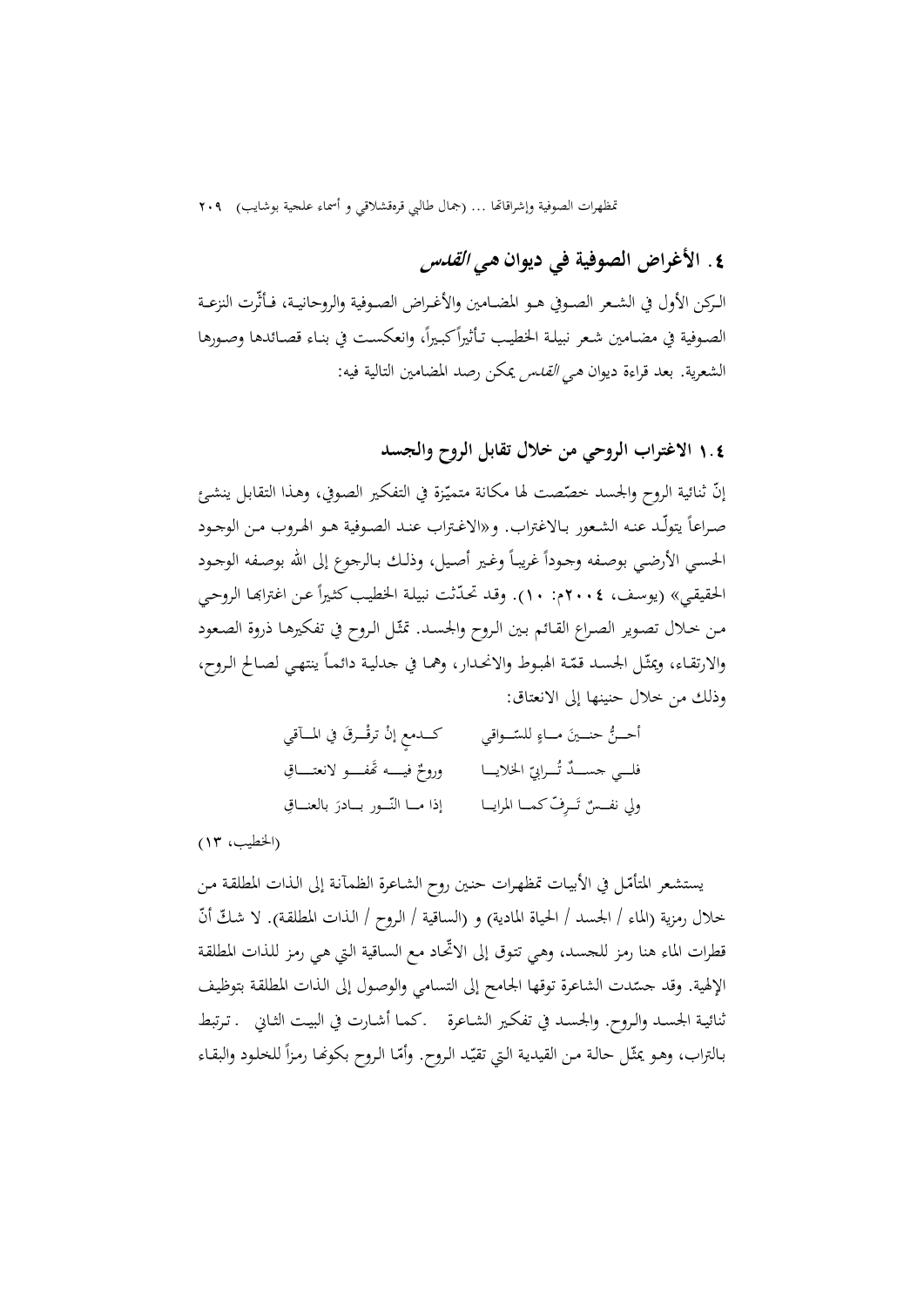## ٤. الأغراض الصوفية في ديوان هي *القدس*

الركن الأول في الشعر الصوفي هو المضامين والأغراض الصوفية والروحانية، فأثّرت النزعة الصوفية في مضامين شعر نبيلة الخطيب تأثيراً كبيراً، وانعكست في بناء قصائدها وصورها الشعرية. بعد قراءة ديوان هي *القدس* يمكن رصد المضامين التالية فيه:

### ١.٤ الاغتراب الروحي من خلال تقابل الروح والجسد

إنّ ثنائية الروح والجسد خصّصت لها مكانة متميّزة في التفكير الصوفي، وهذا التقابل ينشئ صراعاً يتولّد عنه الشعور بالاغتراب. و«الاغتراب عند الصوفية هو الهروب من الوجود الحسي الأرضي بوصفه وجوداً غريباً وغير أصيل، وذلك بالرجوع إلى الله بوصفه الوجود الحقيقي» (يوسف، ٢٠٠٤م: ١٠). وقد تحدّثت نبيلة الخطيب كثيراً عن اغترابها الروحي من خلال تصوير الصراع القائم بين الروح والجسد. تمثّل الروح في تفكيرها ذروة الصعود والارتقاء، ويمثّل الجسد قمّة الهبوط والانحدار، وهما في جدلية دائماً ينتهي لصالح الروح، وذلك من خلال حنينها إلى الانعتاق:

أحنُّ حنينَ ماءٍ للسّواقي    كدمعٍ إنْ ترقْرقَ في المآقي

فلي جسدٌ تُرابيّ الخلايا    وروحٌ فيه تَهفو لانعتاقِ

ولي نفسٌ تَرِفّ كما المرايا    إذا ما النّور بادرَ بالعناقِ

(الخطيب، ١٣)

يستشعر المتأمّل في الأبيات تمظهرات حنين روح الشاعرة الظمآنة إلى الذات المطلقة من خلال رمزية (الماء / الجسد / الحياة المادية) و (الساقية / الروح / الذات المطلقة). لا شكّ أنّ قطرات الماء هنا رمز للجسد، وهي تتوق إلى الاتّحاد مع الساقية التي هي رمز للذات المطلقة الإلهية. وقد جسّدت الشاعرة توقها الجامح إلى التسامي والوصول إلى الذات المطلقة بتوظيف ثنائية الجسد والروح. والجسد في تفكير الشاعرة .كما أشارت في البيت الثاني . ترتبط بالتراب، وهو يمثّل حالة من القيدية التي تقيّد الروح. وأمّا الروح بكونها رمزاً للخلود والبقاء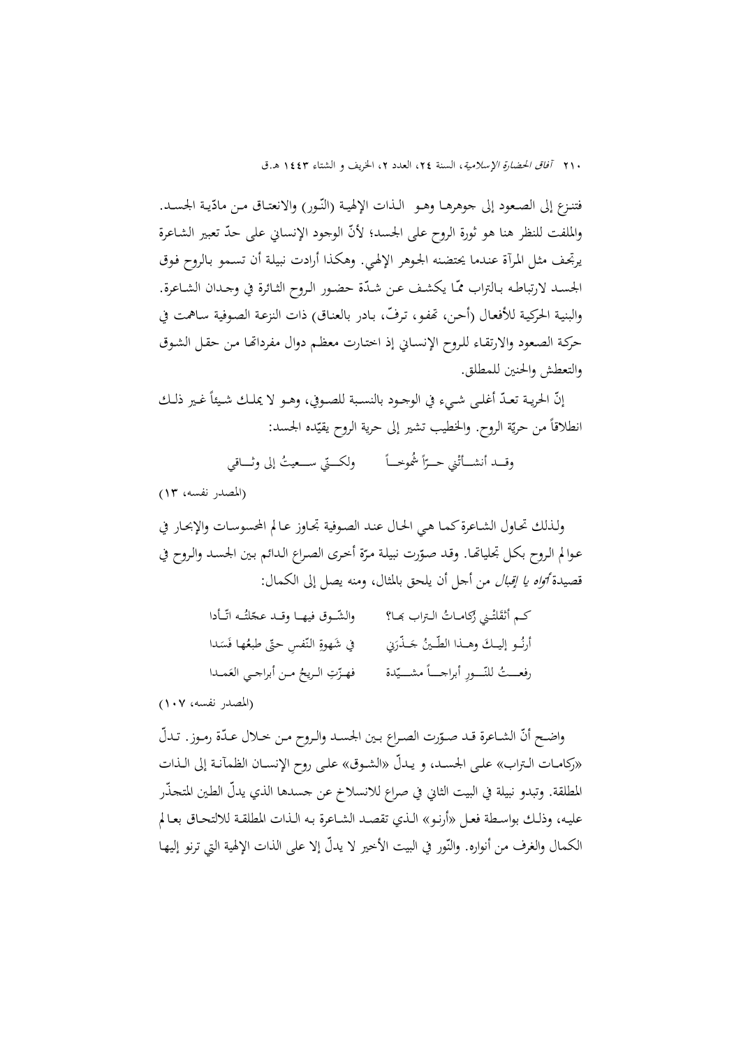فتنزع إلى الصعود إلى جوهرها وهو الذات الإلهية (النّور) والانعتاق من مادّية الجسد. والملفت للنظر هنا هو ثورة الروح على الجسد؛ لأنّ الوجود الإنساني على حدّ تعبير الشاعرة يرتجف مثل المرآة عندما يحتضنه الجوهر الإلهي. وهكذا أرادت نبيلة أن تسمو بالروح فوق الجسد لارتباطه بالتراب ممّا يكشف عن شدّة حضور الروح الثائرة في وجدان الشاعرة. والبنية الحركية للأفعال (أحن، تهفو، ترفّ، بادر بالعناق) ذات النزعة الصوفية ساهمت في حركة الصعود والارتقاء للروح الإنساني إذ اختارت معظم دوال مفرداتها من حقل الشوق والتعطش والحنين للمطلق.

إنّ الحرية تعدّ أغلى شيء في الوجود بالنسبة للصوفي، وهو لا يملك شيئاً غير ذلك انطلاقاً من حريّة الروح. والخطيب تشير إلى حرية الروح يقيّده الجسد:

وقد أنشأتْني حرّاً شُموخاً ولكنّي سعيتُ إلى وثاقي

(المصدر نفسه، ١٣)

ولذلك تحاول الشاعرة كما هي الحال عند الصوفية تجاوز عالم المحسوسات والإبحار في عوالم الروح بكل تجلياتها. وقد صوّرت نبيلة مرّة أخرى الصراع الدائم بين الجسد والروح في قصيدة *أواه يا إقبال* من أجل أن يلحق بالمثال، ومنه يصل إلى الكمال:

كم أثقلتْني رُكاماتُ التراب بها؟ والشّوق فيها وقد عجّلتُه اتّأدا

أرنُو إليكَ وهذا الطّينُ جَذّرَني في شَهوةِ النّفسِ حتّى طبعُها فَسَدا

رفعتُ للنّورِ أبراجاً مشيّدة فهزّتِ الريحُ من أبراجي العَمَدا

(المصدر نفسه، ١٠٧)

واضح أنّ الشاعرة قد صوّرت الصراع بين الجسد والروح من خلال عدّة رموز. تدلّ «ركامات التراب» على الجسد، و يدلّ «الشوق» على روح الإنسان الظمآنة إلى الذات المطلقة. وتبدو نبيلة في البيت الثاني في صراع للانسلاخ عن جسدها الذي يدلّ الطين المتجذّر عليه، وذلك بواسطة فعل «أرنو» الذي تقصد الشاعرة به الذات المطلقة للالتحاق بعالم الكمال والغرف من أنواره. والنّور في البيت الأخير لا يدلّ إلا على الذات الإلهية التي ترنو إليها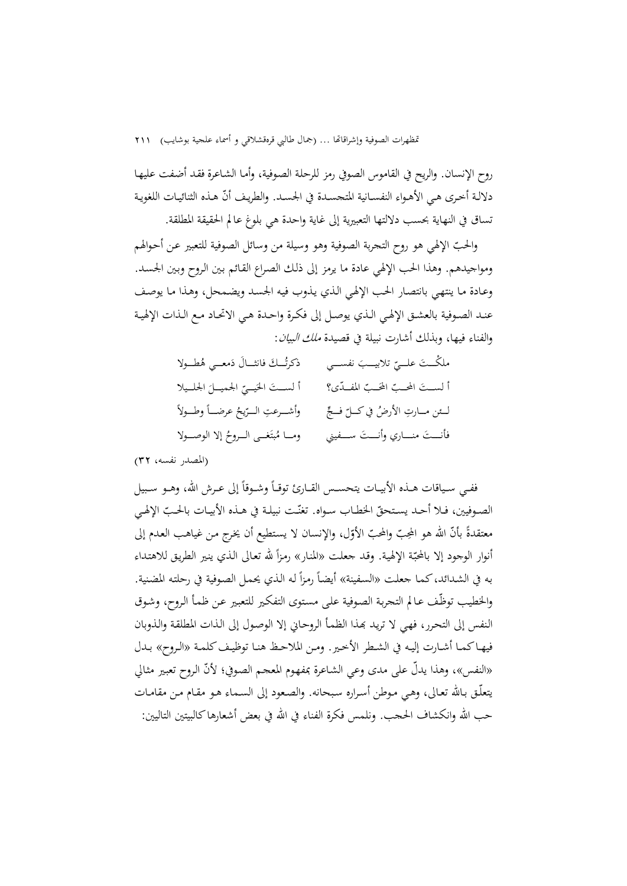روح الإنسان. والريح في القاموس الصوفي رمز للرحلة الصوفية، وأما الشاعرة فقد أضفت عليها دلالة أخرى هي الأهواء النفسانية المتجسدة في الجسد. والطريف أنّ هذه الثنائيات اللغوية تساق في النهاية بحسب دلالتها التعبيرية إلى غاية واحدة هي بلوغ عالم الحقيقة المطلقة.

والحبّ الإلهي هو روح التجربة الصوفية وهو وسيلة من وسائل الصوفية للتعبير عن أحوالهم ومواجيدهم. وهذا الحب الإلهي عادة ما يرمز إلى ذلك الصراع القائم بين الروح وبين الجسد. وعادة ما ينتهي بانتصار الحب الإلهي الذي يذوب فيه الجسد ويضمحل، وهذا ما يوصف عند الصوفية بالعشق الإلهي الذي يوصل إلى فكرة واحدة هي الاتحاد مع الذات الإلهية والفناء فيها، وبذلك أشارت نبيلة في قصيدة *ملك البيان*:

ملكْتَ عليّ تلابيبَ نفسي ذكرتُكَ فانثالَ دَمعي هُطولا

أ لستَ المحبّ المفدّى؟ أ لستَ الحَييّ الجميلَ الجليلا

لئن مارتِ الأرضُ في كلّ فجٍّ وأشرعتِ الرّيحُ عرضاً وطولاً

فأنتَ مناري وأنتَ سفيني وما مُبتَغى الروحُ إلا الوصولا

(المصدر نفسه، ٣٢)

ففي سياقات هذه الأبيات يتحسس القارئ توقاً وشوقاً إلى عرش الله، وهو سبيل الصوفيين، فلا أحد يستحقّ الخطاب سواه. تغنّت نبيلة في هذه الأبيات بالحبّ الإلهي معتقدةً بأنّ الله هو المحِبّ والمحبّ الأوّل، والإنسان لا يستطيع أن يخرج من غياهب العدم إلى أنوار الوجود إلا بالمحبّة الإلهية. وقد جعلت «المنار» رمزاً لله تعالى الذي ينير الطريق للاهتداء به في الشدائد، كما جعلت «السفينة» أيضاً رمزاً له الذي يحمل الصوفية في رحلته المضنية. والخطيب توظّف عالم التجربة الصوفية على مستوى التفكير للتعبير عن ظمأ الروح، وشوق النفس إلى التحرر، فهي لا تريد بهذا الظمأ الروحاني إلا الوصول إلى الذات المطلقة والذوبان فيها كما أشارت إليه في الشطر الأخير. ومن الملاحظ هنا توظيف كلمة «الروح» بدل «النفس»، وهذا يدلّ على مدى وعي الشاعرة بمفهوم المعجم الصوفي؛ لأنّ الروح تعبير مثالي يتعلّق بالله تعالى، وهي موطن أسراره سبحانه. والصعود إلى السماء هو مقام من مقامات حب الله وانكشاف الحجب. ونلمس فكرة الفناء في الله في بعض أشعارها كالبيتين التاليين: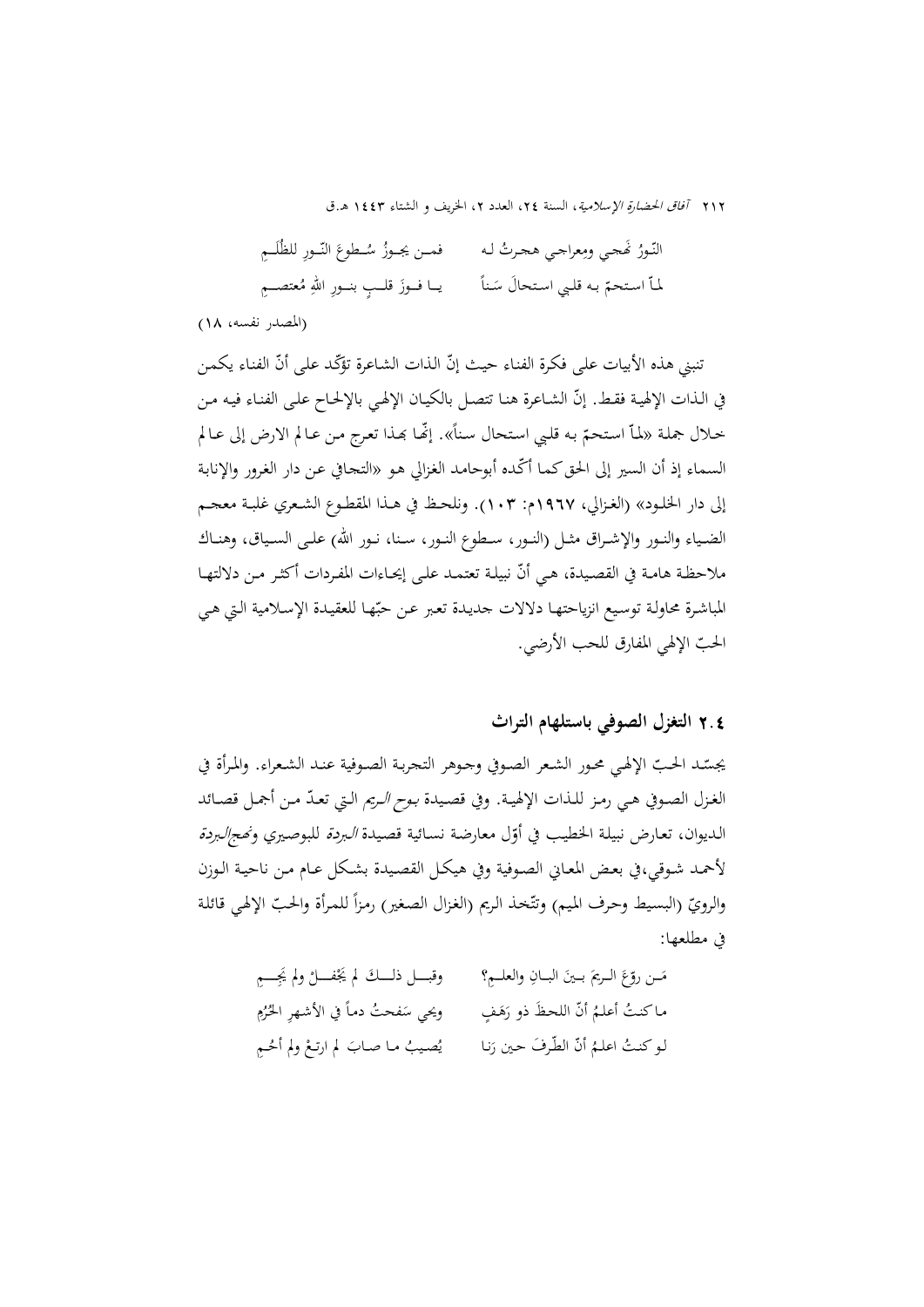النّورُ نَهجي ومِعراجي هجرتُ لـه     فمـن يجـوزُ سُـطوعَ النّـورِ للظُلَـمِ

لماّ استحمّ بـه قلبي استحالَ سَناً     يـا فـوزَ قلـبٍ بنـورِ اللهِ مُعتصـمِ

(المصدر نفسه، ١٨)

تنبني هذه الأبيات على فكرة الفناء حيث إنّ الذات الشاعرة تؤكّد على أنّ الفناء يكمن في الذات الإلهية فقط. إنّ الشاعرة هنا تتصل بالكيان الإلهي بالإلحاح على الفناء فيه من خلال جملة «لماّ استحمّ به قلبي استحال سناً». إنّها بهذا تعرج من عالم الارض إلى عالم السماء إذ أن السير إلى الحق كما أكّده أبوحامد الغزالي هو «التجافي عن دار الغرور والإنابة إلى دار الخلود» (الغزالي، ١٩٦٧م: ١٠٣). ونلحظ في هذا المقطوع الشعري غلبة معجم الضياء والنور والإشراق مثل (النور، سطوع النور، سنا، نور الله) على السياق، وهناك ملاحظة هامة في القصيدة، هي أنّ نبيلة تعتمد على إيحاءات المفردات أكثر من دلالتها المباشرة محاولة توسيع انزياحتها دلالات جديدة تعبر عن حبّها للعقيدة الإسلامية التي هي الحبّ الإلهي المفارق للحب الأرضي.

## ٢.٤ التغزل الصوفي باستلهام التراث

يجسّد الحبّ الإلهي محور الشعر الصوفي وجوهر التجربة الصوفية عند الشعراء. والمرأة في الغزل الصوفي هي رمز للذات الإلهية. وفي قصيدة *بوح الريم* التي تعدّ من أجمل قصائد الديوان، تعارض نبيلة الخطيب في أوّل معارضة نسائية قصيدة *البردة* للبوصيري و*نهج البردة* لأحمد شوقي،في بعض المعاني الصوفية وفي هيكل القصيدة بشكل عام من ناحية الوزن والرويّ (البسيط وحرف الميم) وتتّخذ الريم (الغزال الصغير) رمزاً للمرأة والحبّ الإلهي قائلة في مطلعها:

مَـن روّعَ الـريمَ بـينَ البـانِ والعلـمِ؟     وقبــل ذلــكَ لم يَجْفَــلْ ولم يَجِــمِ

ماكنتُ أعلمُ أنّ اللحظَ ذو رَهَفٍ     ويحي سَفحتُ دماً في الأشهرِ الحُرُمِ

لو كنتُ اعلمُ أنّ الطّرفَ حين رَنا     يُصيبُ ما صابَ لم ارتعْ ولم أحُمِ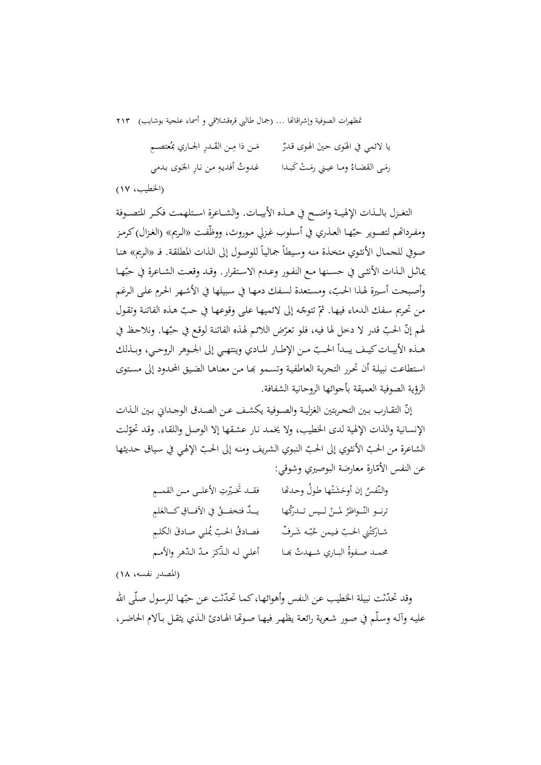يا لائمي في الهَوى حينَ الهوى قدرٌ   مَن ذا مِن القَدرِ الجاري بمُعتصمِ

رمَى القضاءُ وما عيني رمَتْ كَبدا   غدوتُ أفديهِ من نارِ الجَوى بدمي

(الخطيب، ١٧)

التغزل بالذات الإلهية واضح في هذه الأبيات. والشاعرة استلهمت فكر المتصوفة ومفرداتهم لتصوير حبّها العذري في أسلوب غزلي موروث، ووظّفت «الريم» (الغزال) كرمز صوفي للجمال الأنثوي متخذة منه وسيطاً جمالياً للوصول إلى الذات المطلقة. فـ «الريم» هنا يماثل الذات الأنثى في حسنها مع النفور وعدم الاستقرار. وقد وقعت الشاعرة في حبّها وأصبحت أسيرة لهذا الحبّ، ومستعدة لسفك دمها في سبيلها في الأشهر الحرم على الرغم من تحريم سفك الدماء فيها. ثمّ تتوجّه إلى لائميها على وقوعها في حبّ هذه الفاتنة وتقول لهم إنّ الحبّ قدر لا دخل لها فيه، فلو تعرّض اللائم لهذه الفاتنة لوقع في حبّها. ونلاحظ في هذه الأبيات كيف يبدأ الحبّ من الإطار المادي وينتهي إلى الجوهر الروحي، وبذلك استطاعت نبيلة أن تحرر التجربة العاطفية وتسمو بها من معناها الضيق المحدود إلى مستوى الرؤية الصوفية العميقة بأجوائها الروحانية الشفافة.

إنّ التقارب بين التجربتين الغزلية والصوفية يكشف عن الصدق الوجداني بين الذات الإنسانية والذات الإلهية لدى الخطيب، ولا يخمد نار عشقها إلا الوصل واللقاء. وقد تحوّلت الشاعرة من الحبّ الأنثوي إلى الحبّ النبوي الشريف ومنه إلى الحبّ الإلهي في سياق حديثها عن النفس الأمّارة معارضة البوصيري وشوقي:

والنّفسُ إن أوحَشَتْها طولُ وحدتها   فقد تَخيّرتِ الأعلى مِن القممِ

ترنو النّواظرُ لِمَنْ ليس تدركُها   يدٌ فتخفقُ في الآفاقِ كالعَلَمِ

شاركَتْني الحبّ فيمن حُبّه شَرفٌ   فصادقُ الحبّ يُملي صادقَ الكلِمِ

محمد صفوةُ الباري شهدتُ بها   أعلى له الذّكرَ مدّ الدّهر والأمم

(المصدر نفسه، ١٨)

وقد تحدّثت نبيلة الخطيب عن النفس وأهوائها، كما تحدّثت عن حبّها للرسول صلّى الله عليه وآله وسلّم في صور شعرية رائعة يظهر فيها صوتها الهادئ الذي يثقل بآلام الحاضر،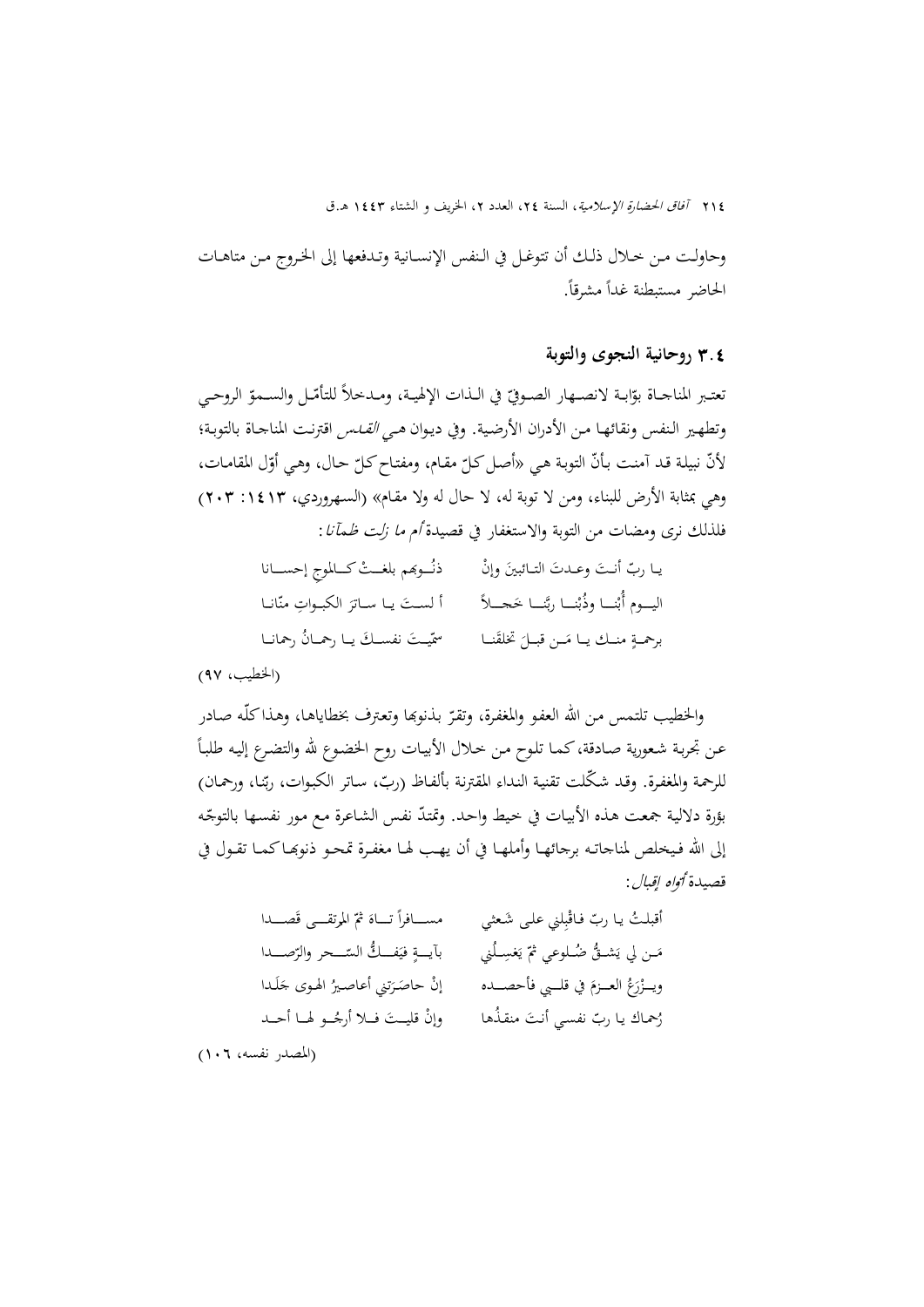وحاولت من خلال ذلك أن تتوغل في النفس الإنسانية وتدفعها إلى الخروج من متاهات الحاضر مستبطنة غداً مشرقاً.

### ٣.٤ روحانية النجوى والتوبة

تعتبر المناجاة بوّابة لانصهار الصوفيّ في الذات الإلهية، ومدخلاً للتأمّل والسموّ الروحي وتطهير النفس ونقائها من الأدران الأرضية. وفي ديوان *هي القدس* اقترنت المناجاة بالتوبة؛ لأنّ نبيلة قد آمنت بأنّ التوبة هي «أصل كلّ مقام، ومفتاح كلّ حال، وهي أوّل المقامات، وهي بمثابة الأرض للبناء، ومن لا توبة له، لا حال له ولا مقام» (السهروردي، ١٤١٣: ٢٠٣) فلذلك نرى ومضات من التوبة والاستغفار في قصيدة *أم ما زلت ظمآنا*:

يـا ربّ أنـتَ وعـدتَ التـائبينَ وإنْ ... ذنُـوبهم بلغـتْ كـالموجِ إحسـانا

اليـوم أُبْنـا وذُبْنـا ربَّنـا خَجـلاً ... أ لسـتَ يـا سـاترَ الكبـواتِ منّانـا

برحمـةٍ منـك يـا مَـن قبـلَ تخلقَنـا ... سمّيـتَ نفسـكَ يـا رحمـانُ رحمانـا

(الخطيب، ٩٧)

والخطيب تلتمس من الله العفو والمغفرة، وتقرّ بذنوبها وتعترف بخطاياها، وهذا كلّه صادر عن تجربة شعورية صادقة، كما تلوح من خلال الأبيات روح الخضوع لله والتضرع إليه طلباً للرحمة والمغفرة. وقد شكّلت تقنية النداء المقترنة بألفاظ (ربّ، ساتر الكبوات، ربّنا، ورحمان) بؤرة دلالية جمعت هذه الأبيات في خيط واحد. وتمدّ نفس الشاعرة مع مور نفسها بالتوجّه إلى الله فيخلص لمناجاته برجائها وأملها في أن يهب لها مغفرة تمحو ذنوبها كما تقول في قصيدة *أوّاه إقبال*:

أقبلتُ يـا ربّ فاقْبلني على شَعثي ... مسـافراً تـاهَ ثمّ المرتقـى قَصـدا

مَـن لي يَشـقُّ ضُـلوعي ثمّ يَغسِـلُني ... بآيـةٍ فيَفـكُّ السّـحر والرّصـدا

ويـزْرَعُ العـزمَ في قلـبي فأحصـده ... إنْ حاصَرَتني أعاصيرُ الهوى جَلَدا

رُحماك يا ربّ نفسي أنتَ منقذُها ... وإنْ قليـتَ فـلا أرجُـو لهـا أحـد

(المصدر نفسه، ١٠٦)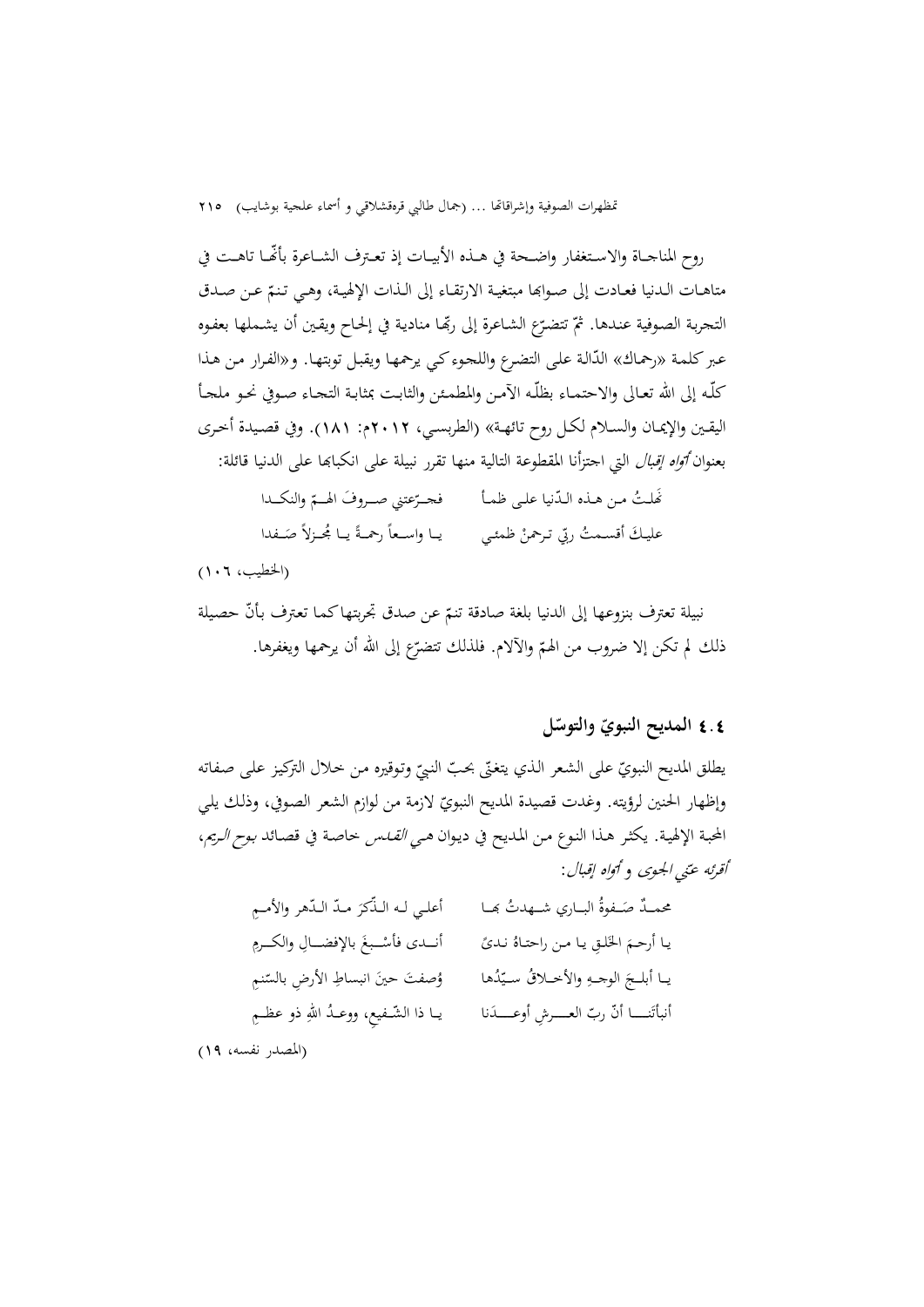روح المناجاة والاستغفار واضحة في هذه الأبيات إذ تعترف الشاعرة بأنّها تاهت في متاهات الدنيا فعادت إلى صوابها مبتغية الارتقاء إلى الذات الإلهية، وهي تنمّ عن صدق التجربة الصوفية عندها. ثمّ تتضرّع الشاعرة إلى ربّها منادية في إلحاح ويقين أن يشملها بعفوه عبر كلمة «رحماك» الدّالة على التضرع واللجوء كي يرحمها ويقبل توبتها. و«الفرار من هذا كلّه إلى الله تعالى والاحتماء بظلّه الآمن والمطمئن والثابت بمثابة التجاء صوفي نحو ملجأ اليقين والإيمان والسلام لكل روح تائهة» (الطربسي، ٢٠١٢م: ١٨١). وفي قصيدة أخرى بعنوان *أوّاه إقبال* التي اجتزأنا المقطوعة التالية منها تقرر نبيلة على انكبابها على الدنيا قائلة:

نَهلتُ من هذه الدّنيا على ظمأ ... فجرّعتني صروفَ الهمّ والنكدا

عليكَ أقسمتُ ربّي ترحمْ ظمئي ... يا واسعاً رحمةً يا مُجزلاً صَفدا

(الخطيب، ١٠٦)

نبيلة تعترف بنزوعها إلى الدنيا بلغة صادقة تنمّ عن صدق تجربتها كما تعترف بأنّ حصيلة ذلك لم تكن إلا ضروب من الهمّ والآلام. فلذلك تتضرّع إلى الله أن يرحمها ويغفرها.

## ٤.٤ المديح النبويّ والتوسّل

يطلق المديح النبويّ على الشعر الذي يتغنّى بحبّ النبيّ وتوقيره من خلال التركيز على صفاته وإظهار الحنين لرؤيته. وغدت قصيدة المديح النبويّ لازمة من لوازم الشعر الصوفي، وذلك يلي المحبة الإلهية. يكثر هذا النوع من المديح في ديوان *هي القدس* خاصة في قصائد *بوح الريم*، *أقرئه عنّي الجوى* و *أوّاه إقبال*:

محمدٌ صَفوةُ الباري شهدتُ بها ... أعلي له الذّكرَ مدّ الدّهر والأممِ

يا أرحمَ الخَلقِ يا من راحتاهُ ندىً ... أندى فأسْبغَ بالإفضالِ والكرمِ

يا أبلجَ الوجهِ والأخلاقُ سيّدُها ... وُصفتَ حينَ انبساطِ الأرضِ بالسّنمِ

أنبأتَنا أنّ ربّ العرشِ أوعدَنا ... يا ذا الشّفيعِ، ووعدُ اللهِ ذو عظمِ

(المصدر نفسه، ١٩)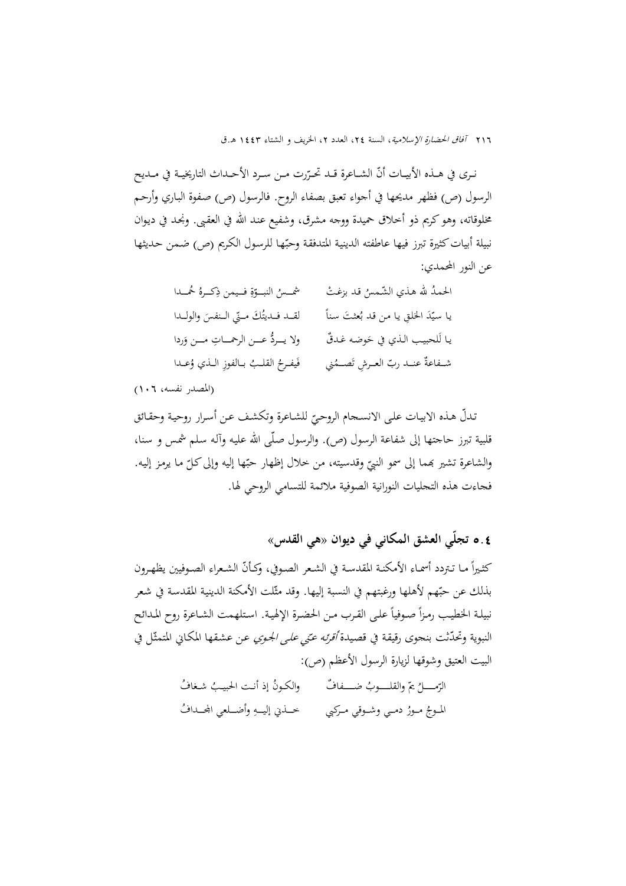نرى في هذه الأبيات أنّ الشاعرة قد تحرّرت من سرد الأحداث التاريخية في مديح الرسول (ص) فظهر مديحها في أجواء تعبق بصفاء الروح. فالرسول (ص) صفوة الباري وأرحم مخلوقاته، وهو كريم ذو أخلاق حميدة ووجه مشرق، وشفيع عند الله في العقبى. ونجد في ديوان نبيلة أبيات كثيرة تبرز فيها عاطفته الدينية المتدفقة وحبّها للرسول الكريم (ص) ضمن حديثها عن النور المحمدي:

| | |
|---|---|
| الحمدُ لله هذي الشّمسُ قد بزغتْ | شمسُ النبوّةِ فيمن ذِكرهُ حُمِدا |
| يا سيّدَ الخلقِ يا من قد بُعثتَ سناً | لقد فديتُكَ منّي النفسَ والولدا |
| يا لَلحبيب الذي في حَوضه غدقٌ | ولا يردُّ عن الرحماتِ من وَردا |
| شفاعةٌ عند ربّ العرشِ تَضمُني | فَيفرحُ القلبُ بالفوزِ الذي وُعدا |

(المصدر نفسه، ١٠٦)

تدلّ هذه الابيات على الانسجام الروحيّ للشاعرة وتكشف عن أسرار روحية وحقائق قلبية تبرز حاجتها إلى شفاعة الرسول (ص). والرسول صلّى الله عليه وآله سلم شمس و سنا، والشاعرة تشير بهما إلى سمو النبيّ وقدسيته، من خلال إظهار حبّها إليه وإلى كلّ ما يرمز إليه. فجاءت هذه التجليات النورانية الصوفية ملائمة للتسامي الروحي لها.

## ٤.٥ تجلّي العشق المكاني في ديوان «هي القدس»

كثيراً ما تتردد أسماء الأمكنة المقدسة في الشعر الصوفي، وكأنّ الشعراء الصوفيين يظهرون بذلك عن حبّهم لأهلها ورغبتهم في النسبة إليها. وقد مثّلت الأمكنة الدينية المقدسة في شعر نبيلة الخطيب رمزاً صوفياً على القرب من الحضرة الإلهية. استلهمت الشاعرة روح المدائح النبوية وتحدّثت بنجوى رقيقة في قصيدة *أقرئه عنّي على الجوى* عن عشقها المكاني المتمثّل في البيت العتيق وشوقها لزيارة الرسول الأعظم (ص):

| | |
|---|---|
| الرّمـلُ يمّ والقلـوبُ ضفافٌ | والكونُ إذ أنت الحبيبُ شغافُ |
| الموجُ مورُ دمي وشوقي مركبي | خذني إليهِ وأضلعي المجدافُ |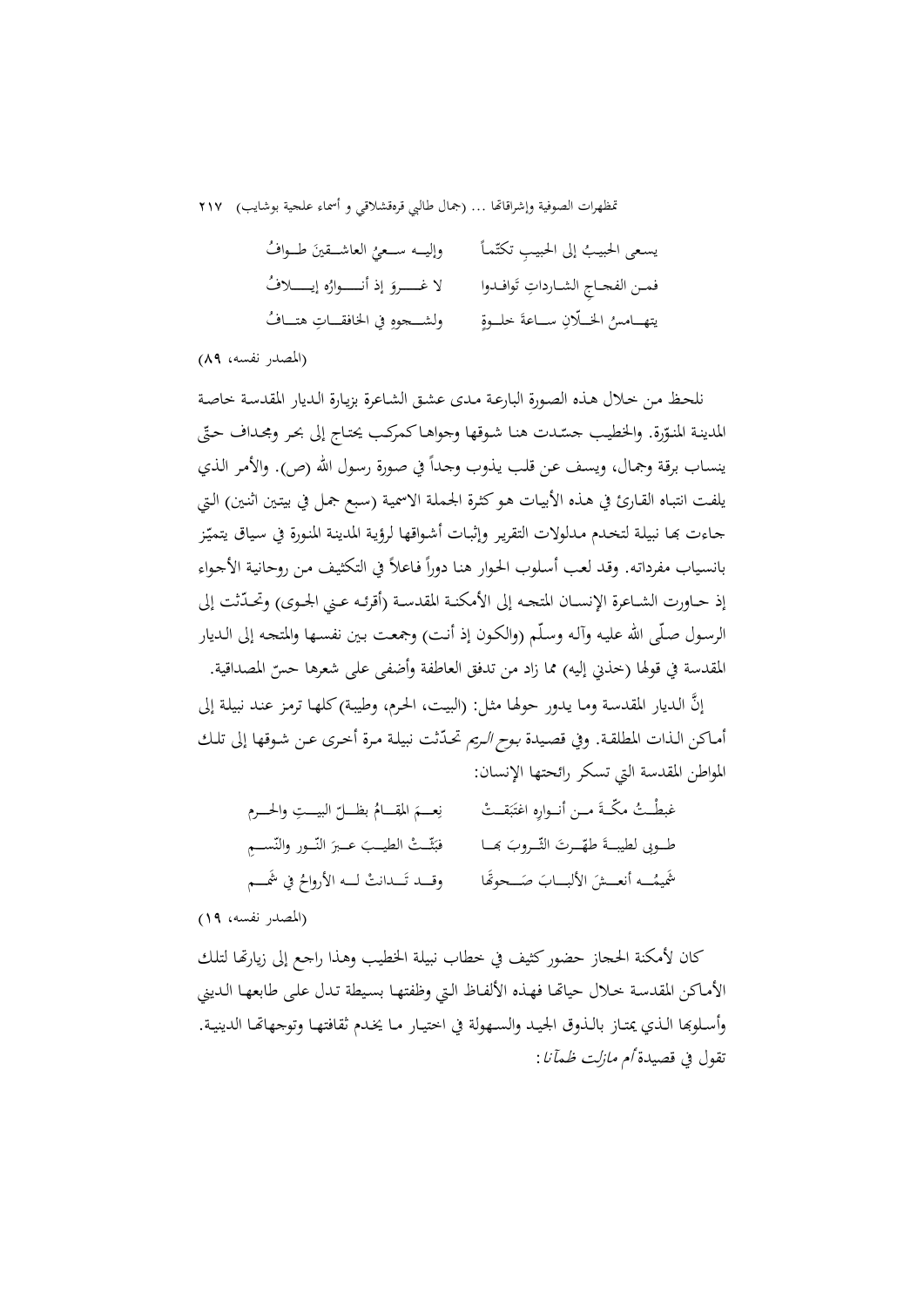يسعى الحبيبُ إلى الحبيبِ تكتّماً وإليــه ســعيُ العاشــقينَ طــوافُ

فمــن الفجــاجِ الشــارداتِ تَوافــدوا لا غـــروَ إذ أنـــوارُه إيـــلافُ

يتهــامسُ الخــلّانِ ســاعةَ خلــوةٍ ولشـــجوهِ في الخافقـــاتِ هتـــافُ

(المصدر نفسه، ٨٩)

نلحظ من خلال هذه الصورة البارعة مدى عشق الشاعرة بزيارة الديار المقدسة خاصة المدينة المنوّرة. والخطيب جسّدت هنا شوقها وجواها كمركب يحتاج إلى بحر ومجداف حتّى ينساب برقة وجمال، ويسف عن قلب يذوب وجداً في صورة رسول الله (ص). والأمر الذي يلفت انتباه القارئ في هذه الأبيات هو كثرة الجملة الاسمية (سبع جمل في بيتين اثنين) التي جاءت بها نبيلة لتخدم مدلولات التقرير وإثبات أشواقها لرؤية المدينة المنورة في سياق يتميّز بانسياب مفرداته. وقد لعب أسلوب الحوار هنا دوراً فاعلاً في التكثيف من روحانية الأجواء إذ حاورت الشاعرة الإنسان المتجه إلى الأمكنة المقدسة (أقرئه عني الجوى) وتحدّثت إلى الرسول صلّى الله عليه وآله وسلّم (والكون إذ أنت) وجمعت بين نفسها والمتجه إلى الديار المقدسة في قولها (خذني إليه) مما زاد من تدفق العاطفة وأضفى على شعرها حسّ المصداقية.

إنَّ الديار المقدسة وما يدور حولها مثل: (البيت، الحرم، وطيبة) كلها ترمز عند نبيلة إلى أماكن الذات المطلقة. وفي قصيدة *بوح الريم* تحدّثت نبيلة مرة أخرى عن شوقها إلى تلك المواطن المقدسة التي تسكر رائحتها الإنسان:

غبطْــتُ مكّــةَ مــن أنــوارِهِ اغتَبَقَــتْ نِعــمَ المقــامُ بظــلّ البيـــتِ والحــرمِ

طــوبى لطيبــةَ طهّــرتَ الثّــروبَ بهــا فبَثّــتْ الطيــبَ عــبرَ النّــور والنّســمِ

شَميمُـــه أنعـــشَ الألبـــابَ صَـــحوتَها وقـــد تَـــدانتْ لـــه الأرواحُ في شَمَـــم

(المصدر نفسه، ١٩)

كان لأمكنة الحجاز حضور كثيف في خطاب نبيلة الخطيب وهذا راجع إلى زيارتها لتلك الأماكن المقدسة خلال حياتها فهذه الألفاظ التي وظفتها بسيطة تدل على طابعها الديني وأسلوبها الذي يمتاز بالذوق الجيد والسهولة في اختيار ما يخدم ثقافتها وتوجهاتها الدينية. تقول في قصيدة *أم مازلت ظمآنا*: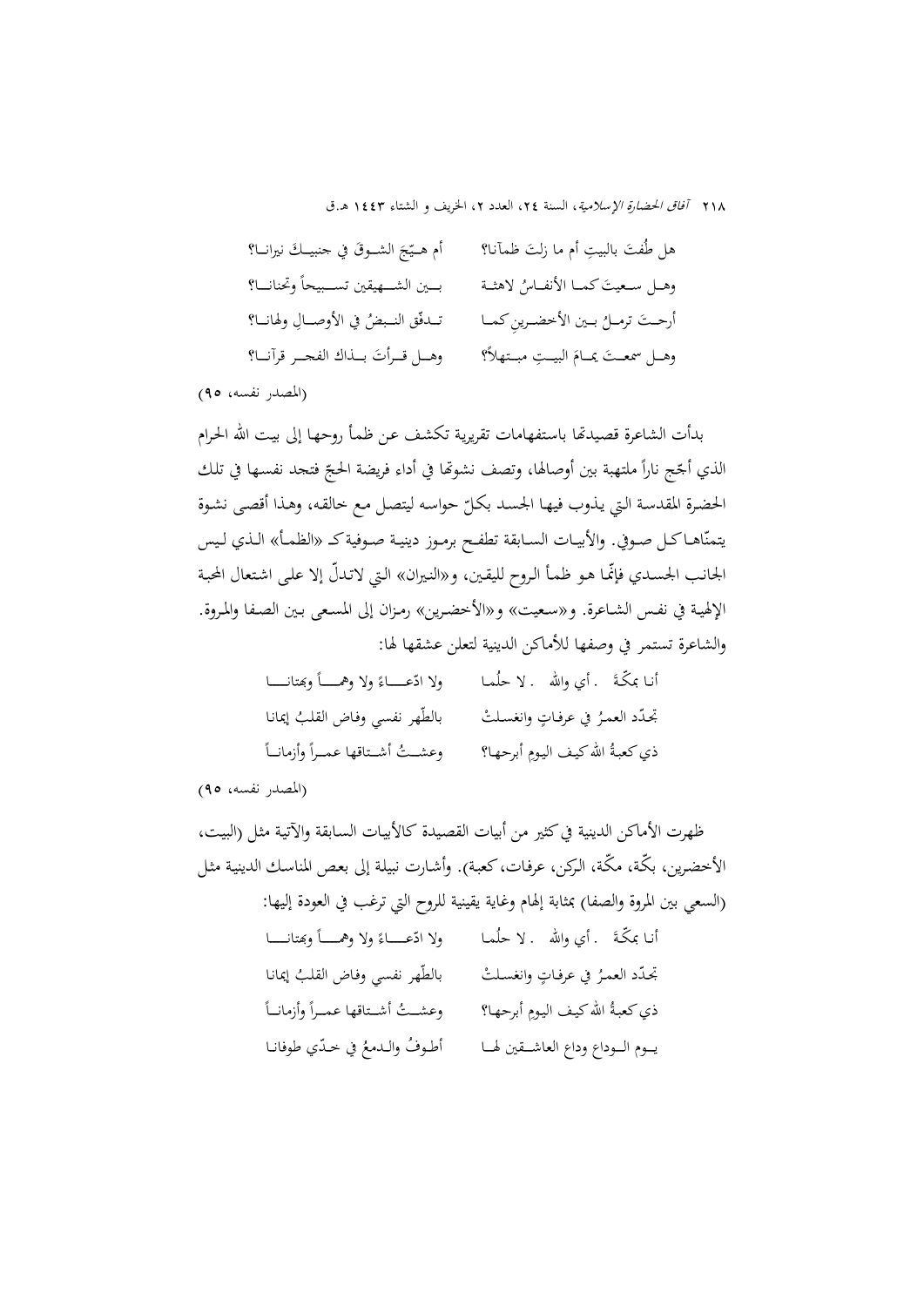هل طُفتَ بالبيتِ أم ما زلتَ ظمآنا؟ أم هـيّجَ الشـوقَ في جنبيـكَ نيرانـا؟

وهـل سـعيتَ كمـا الأنفـاسُ لاهثـة بـين الشـهيقين تسـبيحاً وتحنانـا؟

أرحـتَ ترمـلُ بـين الأخضـرين كمـا تـدفّق النبضُ في الأوصـالِ ولهانـا؟

وهـل سمعـتَ يمـامَ البيـتِ مبـتهلاً؟ وهـل قـرأتَ بـذاك الفجـر قرآنـا؟

(المصدر نفسه، ٩٥)

بدأت الشاعرة قصيدتها باستفهامات تقريرية تكشف عن ظمأ روحها إلى بيت الله الحرام الذي أجّج ناراً ملتهبة بين أوصالها، وتصف نشوتها في أداء فريضة الحجّ فتجد نفسها في تلك الحضرة المقدسة التي يذوب فيها الجسد بكلّ حواسه ليتصل مع خالقه، وهذا أقصى نشوة يتمنّاها كل صوفي. والأبيات السابقة تطفح برموز دينية صوفية كـ «الظمأ» الذي ليس الجانب الجسدي فإنّما هو ظمأ الروح لليقين، و«النيران» التي لاتدلّ إلا على اشتعال المحبة الإلهية في نفس الشاعرة. و«سعيت» و«الأخضرين» رمزان إلى المسعى بين الصفا والمروة. والشاعرة تستمر في وصفها للأماكن الدينية لتعلن عشقها لها:

أنا بمكّةَ . أي والله . لا حلُما ولا ادّعـاءً ولا وهمـاً وبهتانـا

تجدّد العمرُ في عرفاتٍ وانغسلتْ بالطّهر نفسي وفاض القلبُ إيمانا

ذي كعبةُ الله كيف اليومِ أبرحها؟ وعشـتُ أشـتاقها عمـراً وأزمانـاً

(المصدر نفسه، ٩٥)

ظهرت الأماكن الدينية في كثير من أبيات القصيدة كالأبيات السابقة والآتية مثل (البيت، الأخضرين، بكّة، مكّة، الركن، عرفات، كعبة). وأشارت نبيلة إلى بعض المناسك الدينية مثل (السعي بين المروة والصفا) بمثابة إلهام وغاية يقينية للروح التي ترغب في العودة إليها:

أنا بمكّةَ . أي والله . لا حلُما ولا ادّعـاءً ولا وهمـاً وبهتانـا

تجدّد العمرُ في عرفاتٍ وانغسلتْ بالطّهر نفسي وفاض القلبُ إيمانا

ذي كعبةُ الله كيف اليومِ أبرحها؟ وعشـتُ أشـتاقها عمـراً وأزمانـاً

يـوم الـوداع وداع العاشـقين لهـا أطـوفُ والـدمعُ في خدّي طوفانا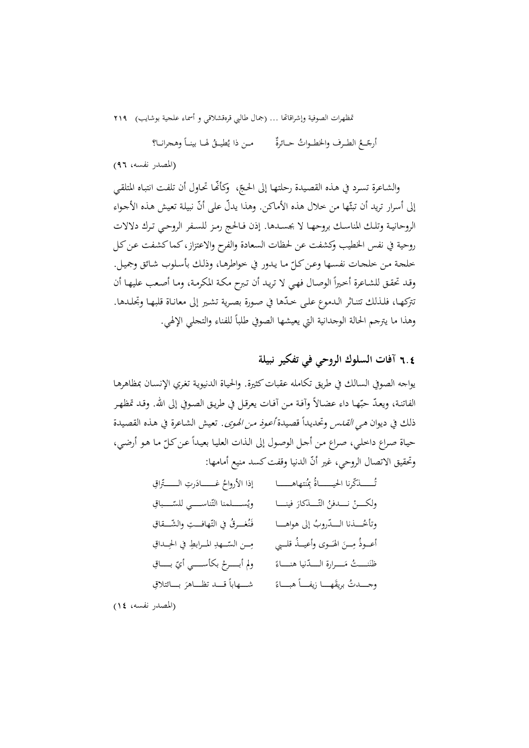أرجّعُ الطرف والخطواتُ حائرةٌ    من ذا يُطيقُ لها بيناً وهجرانا؟

(المصدر نفسه، ٩٦)

والشاعرة تسرد في هذه القصيدة رحلتها إلى الحجّ، وكأنّها تحاول أن تلفت انتباه المتلقي إلى أسرار تريد أن تبثّها من خلال هذه الأماكن. وهذا يدلّ على أنّ نبيلة تعيش هذه الأجواء الروحانية وتلك المناسك بروحها لا بجسدها. إذن فالحج رمز للسفر الروحي ترك دلالات روحية في نفس الخطيب وكشفت عن لحظات السعادة والفرح والاعتزاز، كما كشفت عن كل خلجة من خلجات نفسها وعن كلّ ما يدور في خواطرها، وذلك بأسلوب شائق وجميل. وقد تحقق للشاعرة أخيراً الوصال فهي لا تريد أن تبرح مكة المكرمة، وما أصعب عليها أن تتركها، فلذلك تتناثر الدموع على خدّها في صورة بصرية تشير إلى معاناة قلبها وتجلدها. وهذا ما يترجم الحالة الوجدانية التي يعيشها الصوفي طلباً للفناء والتجلي الإلهي.

## ٦.٤ آفات السلوك الروحي في تفكير نبيلة

يواجه الصوفي السالك في طريق تكامله عقبات كثيرة. والحياة الدنيوية تغري الإنسان بمظاهرها الفاتنة، ويعدّ حبّها داء عضالاً وآفة من آفات يعرقل في طريق الصوفي إلى الله. وقد تمظهر ذلك في ديوان هي *القدس* وتحديداً قصيدة *أعوذ من الهوى*. تعيش الشاعرة في هذه القصيدة حياة صراع داخلي، صراع من أجل الوصول إلى الذات العليا بعيداً عن كلّ ما هو أرضي، وتحقيق الاتصال الروحي، غير أنّ الدنيا وقفت كسد منيع أمامها:

تُذكّرنا الحياةُ بمُنتهاها    إذا الأرواحُ غادَرتِ التّراقِ

ولكنْ ندفنُ التّذكارَ فينا    ويُسلمنا التّناسي للسّباقِ

وتأخُذنا الدّروبُ إلى هواها    فَنُغرقُ في التّهافتِ والشّقاقِ

أعوذُ مِنَ الهَوى وأعيذُ قلبي    مِن السّهدِ المرابطِ في الحِداقِ

ظَنَنتُ مَرارة الدّنيا هناءً    ولم أبرحْ بكأسي أيّ باقِ

وجدتُ بريقَها زيفاً هباءً    شهاباً قد تظاهرَ بائتلاقِ

(المصدر نفسه، ١٤)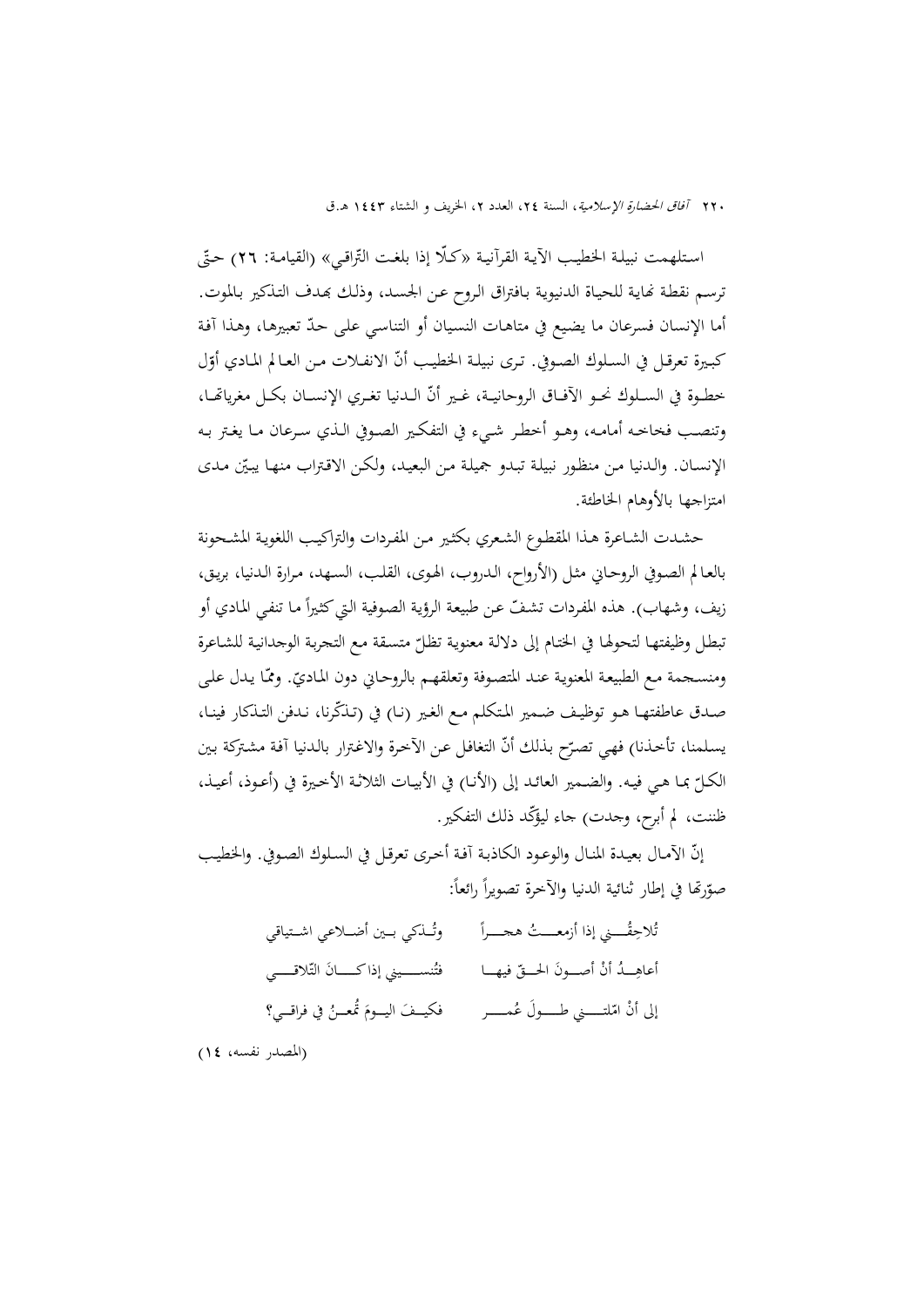استلهمت نبيلة الخطيب الآية القرآنية «كلّا إذا بلغت التّراقي» (القيامة: ٢٦) حتّى ترسم نقطة نهاية للحياة الدنيوية بافتراق الروح عن الجسد، وذلك بهدف التذكير بالموت. أما الإنسان فسرعان ما يضيع في متاهات النسيان أو التناسي على حدّ تعبيرها، وهذا آفة كبيرة تعرقل في السلوك الصوفي. ترى نبيلة الخطيب أنّ الانفلات من العالم المادي أوّل خطوة في السلوك نحو الآفاق الروحانية، غير أنّ الدنيا تغري الإنسان بكل مغرياتها، وتنصب فخاخه أمامه، وهو أخطر شيء في التفكير الصوفي الذي سرعان ما يغتر به الإنسان. والدنيا من منظور نبيلة تبدو جميلة من البعيد، ولكن الاقتراب منها يبيّن مدى امتزاجها بالأوهام الخاطئة.

حشدت الشاعرة هذا المقطوع الشعري بكثير من المفردات والتراكيب اللغوية المشحونة بالعالم الصوفي الروحاني مثل (الأرواح، الدروب، الهوى، القلب، السهد، مرارة الدنيا، بريق، زيف، وشهاب). هذه المفردات تشفّ عن طبيعة الرؤية الصوفية التي كثيراً ما تنفي المادي أو تبطل وظيفتها لتحولها في الختام إلى دلالة معنوية تظلّ متسقة مع التجربة الوجدانية للشاعرة ومنسجمة مع الطبيعة المعنوية عند المتصوفة وتعلقهم بالروحاني دون الماديّ. وممّا يدل على صدق عاطفتها هو توظيف ضمير المتكلم مع الغير (نا) في (تذكّرنا، ندفن التذكار فينا، يسلمنا، تأخذنا) فهي تصرّح بذلك أنّ التغافل عن الآخرة والاغترار بالدنيا آفة مشتركة بين الكلّ بما هي فيه. والضمير العائد إلى (الأنا) في الأبيات الثلاثة الأخيرة في (أعوذ، أعيذ، ظننت، لم أبرح، وجدت) جاء ليؤكّد ذلك التفكير.

إنّ الآمال بعيدة المنال والوعود الكاذبة آفة أخرى تعرقل في السلوك الصوفي. والخطيب صوّرتها في إطار ثنائية الدنيا والآخرة تصويراً رائعاً:

تُلاحِقُني إذا أزمعتُ هجراً ... وتُذكي بين أضلاعي اشتياقي

أعاهِدُ أنْ أصونَ الحقّ فيها ... فتُنسيني إذا كانَ التّلاقي

إلى أنْ امّلتني طولَ عُمرٍ ... فكيفَ اليومَ تُمعنُ في فراقي؟

(المصدر نفسه، ١٤)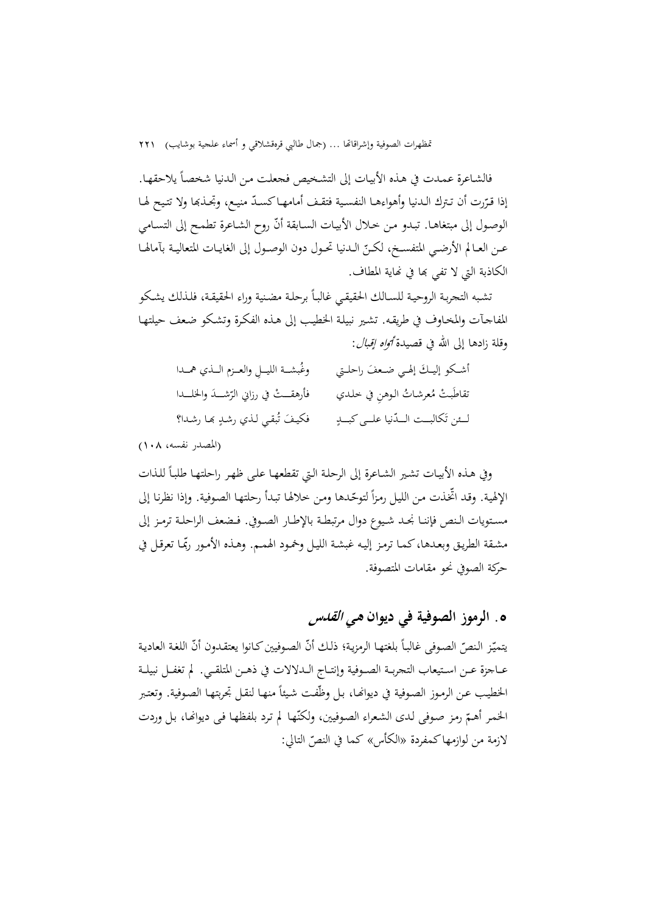فالشاعرة عمدت في هذه الأبيات إلى التشخيص فجعلت من الدنيا شخصاً يلاحقها. إذا قرّرت أن تترك الدنيا وأهواءها النفسية فتقف أمامها كسدّ منيع، وتجذبها ولا تتيح لها الوصول إلى مبتغاها. تبدو من خلال الأبيات السابقة أنّ روح الشاعرة تطمح إلى التسامي عن العالم الأرضي المتفسخ، لكنّ الدنيا تحول دون الوصول إلى الغايات المتعالية بآمالها الكاذبة التي لا تفي بها في نهاية المطاف.

تشبه التجربة الروحية للسالك الحقيقي غالباً برحلة مضنية وراء الحقيقة، فلذلك يشكو المفاجآت والمخاوف في طريقه. تشير نبيلة الخطيب إلى هذه الفكرة وتشكو ضعف حيلتها وقلة زادها إلى الله في قصيدة *أواه إقبال*:

أشكو إليكَ إلهي ضعفَ راحلتي ... وغُبشةَ الليلِ والعزم الذي همدا

تقاطَبتْ مُعرشاتُ الوهنِ في خلدي ... فأرهقتْ في رزاني الرّشدَ والجلدا

لئن تَكالبتِ الدّنيا على كبدٍ ... فكيفَ تُبقي لذي رشدٍ بها رشدا؟

(المصدر نفسه، ١٠٨)

وفي هذه الأبيات تشير الشاعرة إلى الرحلة التي تقطعها على ظهر راحلتها طلباً للذات الإلهية. وقد اتّخذت من الليل رمزاً لتوحّدها ومن خلالها تبدأ رحلتها الصوفية. وإذا نظرنا إلى مستويات النص فإننا نجد شيوع دوال مرتبطة بالإطار الصوفي. فضعف الراحلة ترمز إلى مشقة الطريق وبعدها، كما ترمز إليه غبشة الليل وخمود الهمم. وهذه الأمور ربّما تعرقل في حركة الصوفي نحو مقامات المتصوفة.

## ٥. الرموز الصوفية في ديوان *هي القدس*

يتميّز النصّ الصوفي غالباً بلغتها الرمزية؛ ذلك أنّ الصوفيين كانوا يعتقدون أنّ اللغة العادية عاجزة عن استيعاب التجربة الصوفية وإنتاج الدلالات في ذهن المتلقي. لم تغفل نبيلة الخطيب عن الرموز الصوفية في ديوانها، بل وظّفت شيئاً منها لنقل تجربتها الصوفية. وتعتبر الخمر أهمّ رمز صوفي لدى الشعراء الصوفيين، ولكنّها لم ترد بلفظها في ديوانها، بل وردت لازمة من لوازمها كمفردة «الكأس» كما في النصّ التالي: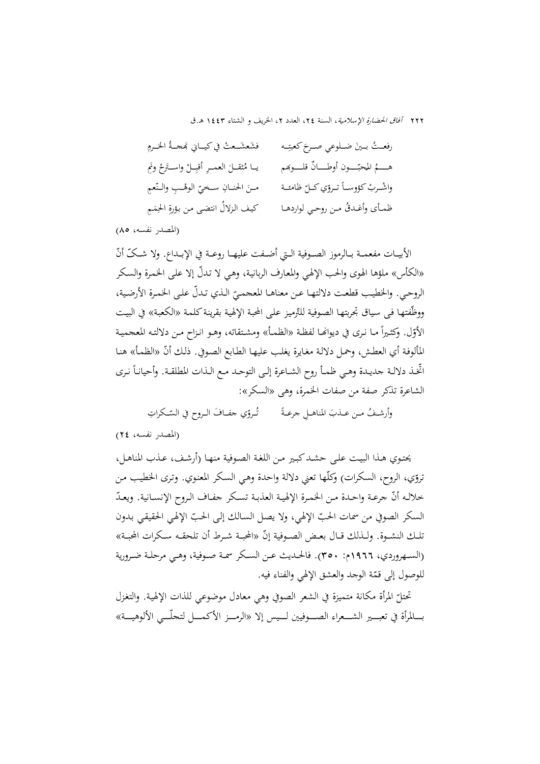رفعتُ بينَ ضلوعي صرحَ كعبتِه &nbsp;&nbsp;&nbsp;&nbsp; فشَعشَعتْ في كياني بَهجةُ الحَرمِ

هـمُ المحبّون أوطانٌ قلوبهم &nbsp;&nbsp;&nbsp;&nbsp; يا مُثقلَ العمرِ أقبِلْ واسترِحْ ونَمِ

واشْربْ كؤوساً تروّي كلّ ظامئة &nbsp;&nbsp;&nbsp;&nbsp; منَ الحنانِ سخيّ الوهْبِ والنّعمِ

ظمأى وأغدقُ من روحي لواردها &nbsp;&nbsp;&nbsp;&nbsp; كيف الزلالُ انتضى من بؤرةِ الحِمَمِ

(المصدر نفسه، ٨٥)

الأبيات مفعمة بالرموز الصوفية التي أضفت عليها روعة في الإبداع. ولا شكّ أنّ «الكأس» ملؤها الهوى والحب الإلهي والمعارف الربانية، وهي لا تدلّ إلا على الخمرة والسكر الروحي. والخطيب قطعت دلالتها عن معناها المعجميّ الذي تدلّ على الخمرة الأرضية، ووظّفتها في سياق تجربتها الصوفية للترميز على المحبة الإلهية بقرينة كلمة «الكعبة» في البيت الأوّل. وكثيراً ما نرى في ديوانها لفظة «الظمأ» ومشتقاته، وهو انزاح من دلالته المعجمية المألوفة أي العطش، وحمل دلالة مغايرة يغلب عليها الطابع الصوفي. ذلك أنّ «الظمأ» هنا اتّخذ دلالة جديدة وهي ظمأ روح الشاعرة إلى التوحد مع الذات المطلقة. وأحياناً نرى الشاعرة تذكر صفة من صفات الخمرة، وهي «السكر»:

وأرشفُ من عذبَ المناهلِ جرعةً &nbsp;&nbsp;&nbsp;&nbsp; تُروّي جفافَ الروح في السّكراتِ

(المصدر نفسه، ٢٤)

يحتوي هذا البيت على حشد كبير من اللغة الصوفية منها (أرشف، عذب المناهل، تروّي، الروح، السكرات) وكلّها تعني دلالة واحدة وهي السكر المعنوي. وترى الخطيب من خلاله أنّ جرعة واحدة من الخمرة الإلهية العذبة تسكر جفاف الروح الإنسانية. ويعدّ السكر الصوفي من سمات الحبّ الإلهي، ولا يصل السالك إلى الحبّ الإلهي الحقيقي بدون تلك النشوة. ولذلك قال بعض الصوفية إنّ «المحبة شرط أن تلحقه سكرات المحبة» (السهروردي، ١٩٦٦م: ٣٥٠). فالحديث عن السكر سمة صوفية، وهي مرحلة ضرورية للوصول إلى قمّة الوجد والعشق الإلهي والفناء فيه.

تحتلّ المرأة مكانة متميزة في الشعر الصوفي وهي معادل موضوعي للذات الإلهية. والتغزل بالمرأة في تعبير الشعراء الصوفيين ليس إلا «الرمز الأكمل لتجلّي الألوهية»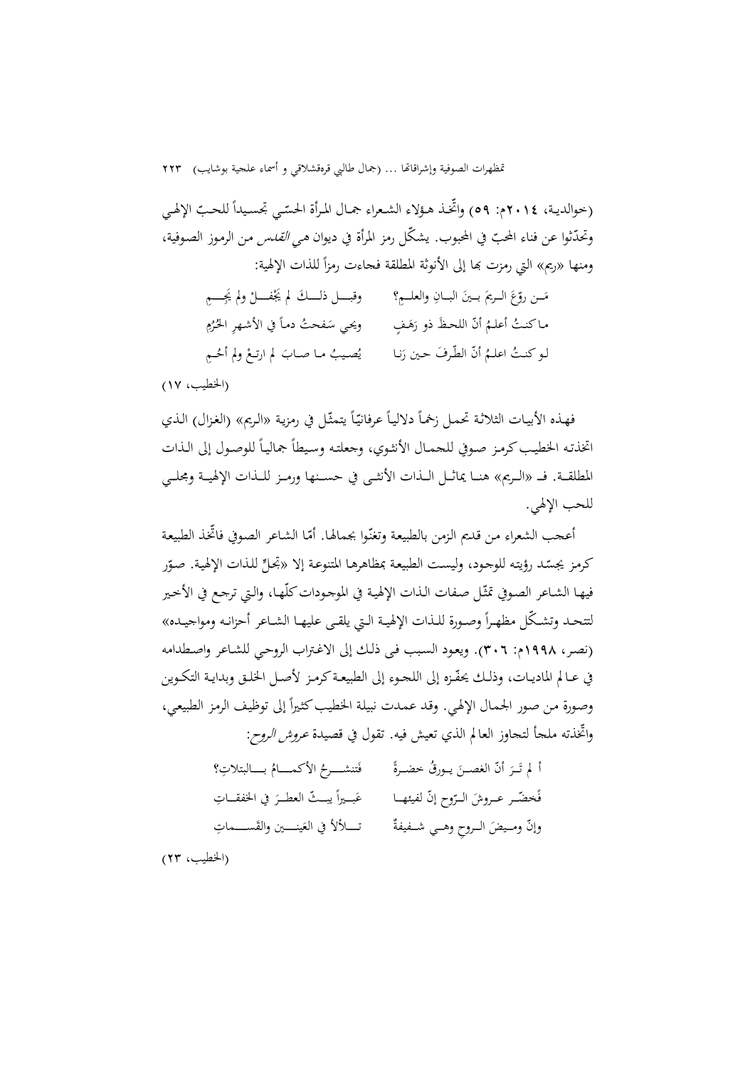(حوالدية، ٢٠١٤م: ٥٩) واتّخذ هؤلاء الشعراء جمال المرأة الحسّي تجسيداً للحبّ الإلهي وتحدّثوا عن فناء المحبّ في المحبوب. يشكّل رمز المرأة في ديوان *هي القدس* من الرموز الصوفية، ومنها «ريم» التي رمزت بها إلى الأنوثة المطلقة فجاءت رمزاً للذات الإلهية:

مَن روّعَ الريمَ بينَ البانِ والعلمِ؟ &nbsp;&nbsp;&nbsp; وقبلَ ذلكَ لم يَجْفلْ ولم يَجِمِ

ما كنتُ أعلمُ أنّ اللحظَ ذو رَهَفٍ &nbsp;&nbsp;&nbsp; ويحي سَفحتُ دماً في الأشهرِ الحُرُمِ

لو كنتُ اعلمُ أنّ الطّرفَ حين رَنا &nbsp;&nbsp;&nbsp; يُصيبُ ما صابَ لم ارتعْ ولم أحُمِ

(الخطيب، ١٧)

فهذه الأبيات الثلاثة تحمل زخماً دلالياً عرفانيّاً يتمثّل في رمزية «الريم» (الغزال) الذي اتخذته الخطيب كرمز صوفي للجمال الأنثوي، وجعلته وسيطاً جمالياً للوصول إلى الذات المطلقة. فـ «الريم» هنا يماثل الذات الأنثى في حسنها ورمز للذات الإلهية ومجلي للحب الإلهي.

أعجب الشعراء من قديم الزمن بالطبيعة وتغنّوا بجمالها. أمّا الشاعر الصوفي فاتّخذ الطبيعة كرمز يجسّد رؤيته للوجود، وليست الطبيعة بمظاهرها المتنوعة إلا «تجلٍّ للذات الإلهية. صوّر فيها الشاعر الصوفي تمثّل صفات الذات الإلهية في الموجودات كلّها، والتي ترجع في الأخير لتتحد وتشكّل مظهراً وصورة للذات الإلهية التي يلقى عليها الشاعر أحزانه ومواجيده» (نصر، ١٩٩٨م: ٣٠٦). ويعود السبب في ذلك إلى الاغتراب الروحي للشاعر واصطدامه في عالم الماديات، وذلك يحفّزه إلى اللجوء إلى الطبيعة كرمز لأصل الخلق وبداية التكوين وصورة من صور الجمال الإلهي. وقد عمدت نبيلة الخطيب كثيراً إلى توظيف الرمز الطبيعي، واتّخذته ملجأ لتجاوز العالم الذي تعيش فيه. تقول في قصيدة *عروش الروح*:

أ لم تَرَ أنّ الغصنَ يورقُ خضرةً &nbsp;&nbsp;&nbsp; فَتنشرحُ الأكمامُ بالبتلاتِ؟

فَخضّر عروشَ الرّوح إنّ لفيئها &nbsp;&nbsp;&nbsp; عَبيراً يبثّ العطرَ في الخفقاتِ

وإنّ وميضَ الروحِ وهي شفيفةٌ &nbsp;&nbsp;&nbsp; تلألأ في العَينين والقَسماتِ

(الخطيب، ٢٣)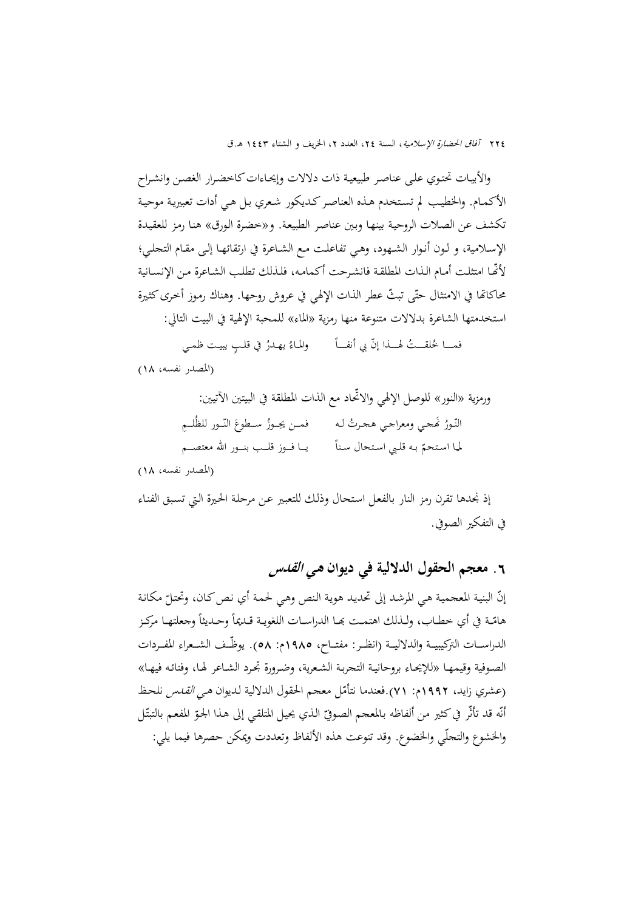والأبيات تحتوي على عناصر طبيعية ذات دلالات وإيحاءات كاخضرار الغصن وانشراح الأكمام. والخطيب لم تستخدم هذه العناصر كديكور شعري بل هي أدات تعبيرية موحية تكشف عن الصلات الروحية بينها وبين عناصر الطبيعة. و«خضرة الورق» هنا رمز للعقيدة الإسلامية، و لون أنوار الشهود، وهي تفاعلت مع الشاعرة في ارتقائها إلى مقام التجلي؛ لأنّها امتثلت أمام الذات المطلقة فانشرحت أكمامه، فلذلك تطلب الشاعرة من الإنسانية محاكاتها في الامتثال حتّى تبثّ عطر الذات الإلهي في عروش روحها. وهناك رموز أخرى كثيرة استخدمتها الشاعرة بدلالات متنوعة منها رمزية «الماء» للمحبة الإلهية في البيت التالي:

فما خُلقتُ لهذا إنّ بي أنفاً &nbsp;&nbsp;&nbsp;&nbsp; والماءُ يهدرُ في قلبٍ يبيت ظمي

(المصدر نفسه، ١٨)

ورمزية «النور» للوصل الإلهي والاتّحاد مع الذات المطلقة في البيتين الآتيين:

النّورُ نَهجي ومعراجي هجرتُ له &nbsp;&nbsp;&nbsp;&nbsp; فمن يجوزُ سطوعَ النّور للظُلَمِ

لما استحمّ به قلبي استحال سناً &nbsp;&nbsp;&nbsp;&nbsp; يا فوز قلب بنور الله معتصم

(المصدر نفسه، ١٨)

إذ نجدها تقرن رمز النار بالفعل استحال وذلك للتعبير عن مرحلة الحيرة التي تسبق الفناء في التفكير الصوفي.

## ٦. معجم الحقول الدلالية في ديوان *هي القدس*

إنّ البنية المعجمية هي المرشد إلى تحديد هوية النص وهي لحمة أي نص كان، وتحتلّ مكانة هامّة في أي خطاب، ولذلك اهتمت بها الدراسات اللغوية قديماً وحديثاً وجعلتها مركز الدراسات التركيبية والدلالية (انظر: مفتاح، ١٩٨٥م: ٥٨). يوظّف الشعراء المفردات الصوفية وقيمها «للإيحاء بروحانية التجربة الشعرية، وضرورة تجرد الشاعر لها، وفنائه فيها» (عشري زايد، ١٩٩٢م: ٧١).فعندما نتأمّل معجم الحقول الدلالية لديوان هي *القدس* نلحظ أنّه قد تأثّر في كثير من ألفاظه بالمعجم الصوفيّ الذي يحيل المتلقي إلى هذا الجوّ المفعم بالتبتّل والخشوع والتجلّي والخضوع. وقد تنوعت هذه الألفاظ وتعددت ويمكن حصرها فيما يلي: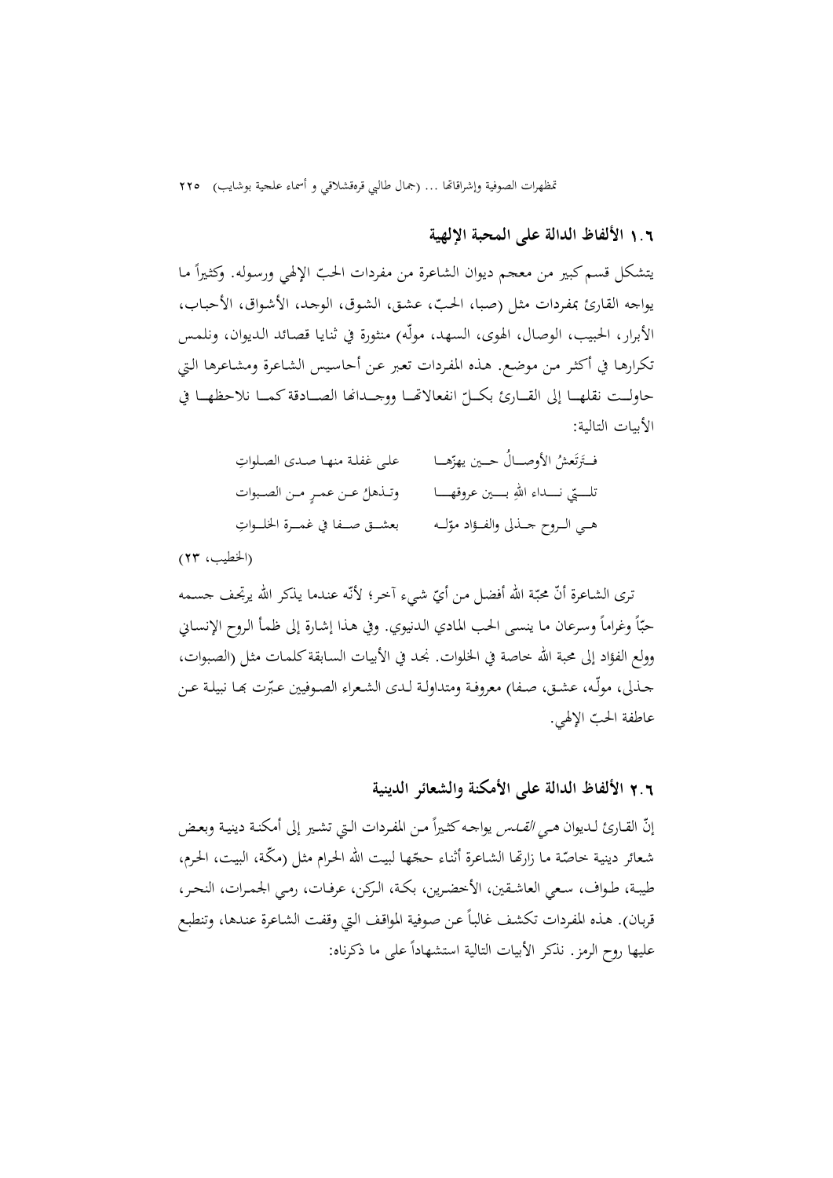## ١.٦ الألفاظ الدالة على المحبة الإلهية

يتشكل قسم كبير من معجم ديوان الشاعرة من مفردات الحبّ الإلهي ورسوله. وكثيراً ما يواجه القارئ بمفردات مثل (صبا، الحبّ، عشق، الشوق، الوجد، الأشواق، الأحباب، الأبرار، الحبيب، الوصال، الهوى، السهد، مولّه) منثورة في ثنايا قصائد الديوان، ونلمس تكرارها في أكثر من موضع. هذه المفردات تعبر عن أحاسيس الشاعرة ومشاعرها التي حاولت نقلها إلى القارئ بكلّ انفعالاتها ووجدانها الصادقة كما نلاحظها في الأبيات التالية:

فـتَرتَعشُ الأوصـالُ حـين يهزّهـا ... على غفلة منها صدى الصلواتِ
تلـبّي نـداء اللهِ بـين عروقهـا ... وتـذهلُ عـن عمرٍ مـن الصبوات
هـي الـروح جـذلى والفـؤاد مؤلّـه ... بعشـق صـفا في غمـرة الخلـواتِ

(الخطيب، ٢٣)

ترى الشاعرة أنّ محبّة الله أفضل من أيّ شيء آخر؛ لأنّه عندما يذكر الله يرتجف جسمه حبّاً وغراماً وسرعان ما ينسى الحب المادي الدنيوي. وفي هذا إشارة إلى ظمأ الروح الإنساني وولع الفؤاد إلى محبة الله خاصة في الخلوات. نجد في الأبيات السابقة كلمات مثل (الصبوات، جذلى، مولّه، عشق، صفا) معروفة ومتداولة لدى الشعراء الصوفيين عبّرت بها نبيلة عن عاطفة الحبّ الإلهي.

## ٢.٦ الألفاظ الدالة على الأمكنة والشعائر الدينية

إنّ القارئ لديوان هي *القدس* يواجه كثيراً من المفردات التي تشير إلى أمكنة دينية وبعض شعائر دينية خاصّة ما زارتها الشاعرة أثناء حجّها لبيت الله الحرام مثل (مكّة، البيت، الحرم، طيبة، طواف، سعي العاشقين، الأخضرين، بكة، الركن، عرفات، رمي الجمرات، النحر، قربان). هذه المفردات تكشف غالباً عن صوفية المواقف التي وقفت الشاعرة عندها، وتنطبع عليها روح الرمز. نذكر الأبيات التالية استشهاداً على ما ذكرناه: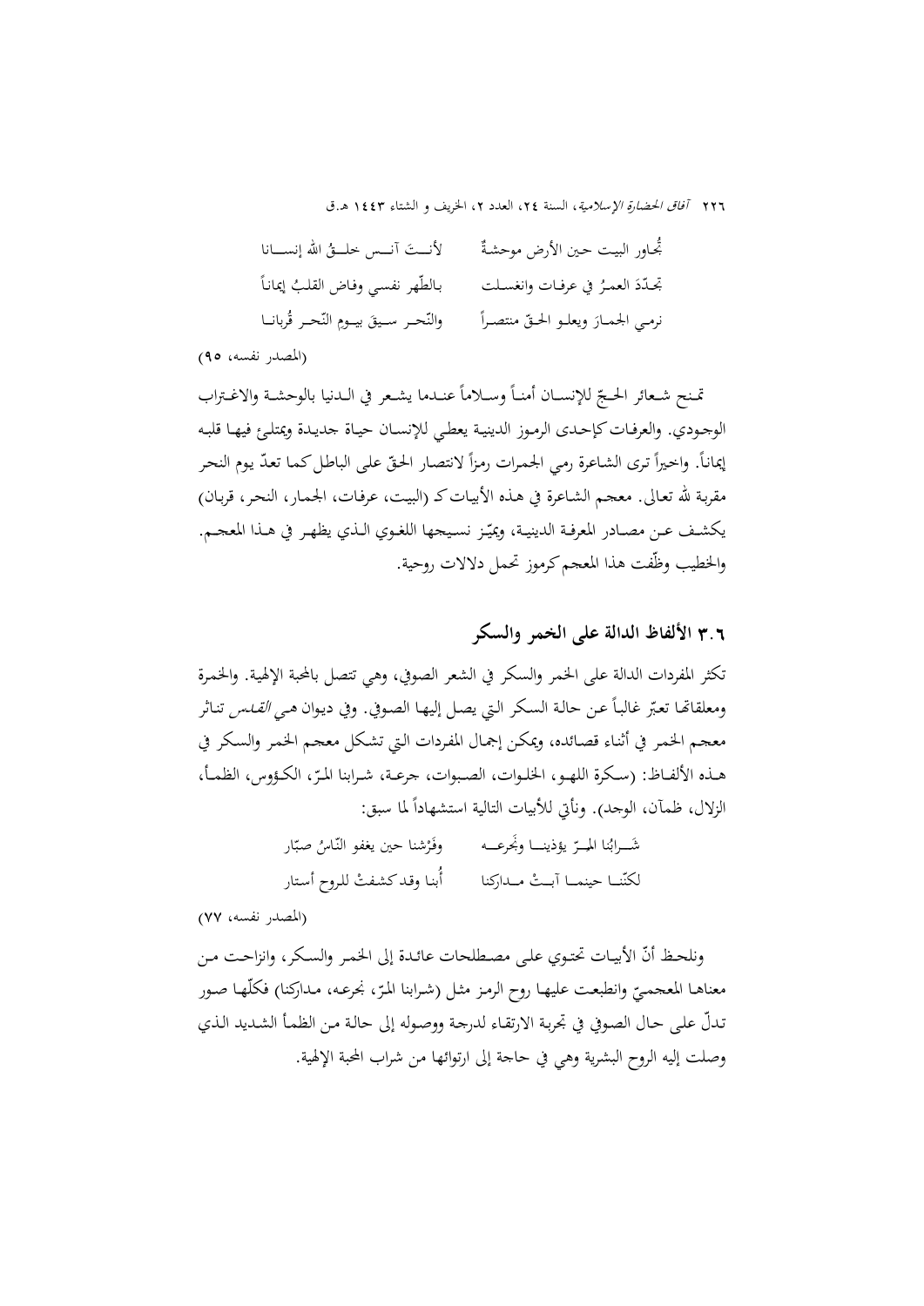تُجاور البيت حين الأرض موحشةٌ &nbsp;&nbsp;&nbsp;&nbsp; لأنــتَ آنــس خلــقُ الله إنســانا

تجدّدَ العمـرُ في عرفـات وانغسـلت &nbsp;&nbsp;&nbsp;&nbsp; بـالطّهر نفسي وفـاض القلبُ إيمانـاً

نرمي الجمـارَ ويعلـو الحـقّ منتصـراً &nbsp;&nbsp;&nbsp;&nbsp; والنّحـر سـيقَ بيـوم النّحـر قُربانـا

(المصدر نفسه، ٩٥)

تمـنح شـعائر الحـجّ للإنسـان أمنـاً وسـلاماً عنـدما يشـعر في الـدنيا بالوحشـة والاغـتراب الوجـودي. والعرفـات كإحـدى الرمـوز الدينيـة يعطـي للإنسـان حيـاة جديـدة ويمتلـئ فيهـا قلبـه إيماناً. واخيراً ترى الشاعرة رمي الجمرات رمزاً لانتصار الحقّ على الباطل كما تعدّ يوم النحر مقربة لله تعالى. معجـم الشـاعرة في هـذه الأبيـات كـ (البيت، عرفات، الجمار، النحر، قربان) يكشـف عـن مصـادر المعرفـة الدينيـة، ويميّـز نسـيجها اللغـوي الـذي يظهـر في هـذا المعجـم. والخطيب وظّفت هذا المعجم كرموز تحمل دلالات روحية.

## ٣.٦ الألفاظ الدالة على الخمر والسكر

تكثر المفردات الدالة على الخمر والسكر في الشعر الصوفي، وهي تتصل بالمحبة الإلهية. والخمـرة ومعلقاتها تعبّر غالباً عن حالة السكر التي يصل إليها الصوفي. وفي ديوان *هـي القـدس* تنـاثر معجـم الخمر في أثناء قصائده، ويمكن إجمال المفردات التي تشكل معجـم الخمـر والسـكر في هـذه الألفـاظ: (سـكرة اللهـو، الخلـوات، الصـبوات، جرعـة، شـرابنا المـرّ، الكـؤوس، الظمـأ، الزلال، ظمآن، الوجد). ونأتي للأبيات التالية استشهاداً لما سبق:

شَــرابُنا المــرّ يؤذينــا ونَجرعــه &nbsp;&nbsp;&nbsp;&nbsp; وفَرْشنا حين يغفو النّاسُ صبّار

لكنّنــا حينمــا آبــتْ مــداركنا &nbsp;&nbsp;&nbsp;&nbsp; أُبنا وقد كشفتْ للروح أستار

(المصدر نفسه، ٧٧)

ونلحـظ أنّ الأبيـات تحتـوي علـى مصـطلحات عائـدة إلى الخمـر والسـكر، وانزاحـت مـن معناهـا المعجمـيّ وانطبعـت عليهـا روح الرمـز مثـل (شرابنا المرّ، نجرعه، مداركنا) فكلّهـا صـور تـدلّ علـى حـال الصـوفي في تجربـة الارتقـاء لدرجـة ووصـوله إلى حالـة مـن الظمـأ الشـديد الـذي وصلت إليه الروح البشرية وهي في حاجة إلى ارتوائها من شراب المحبة الإلهية.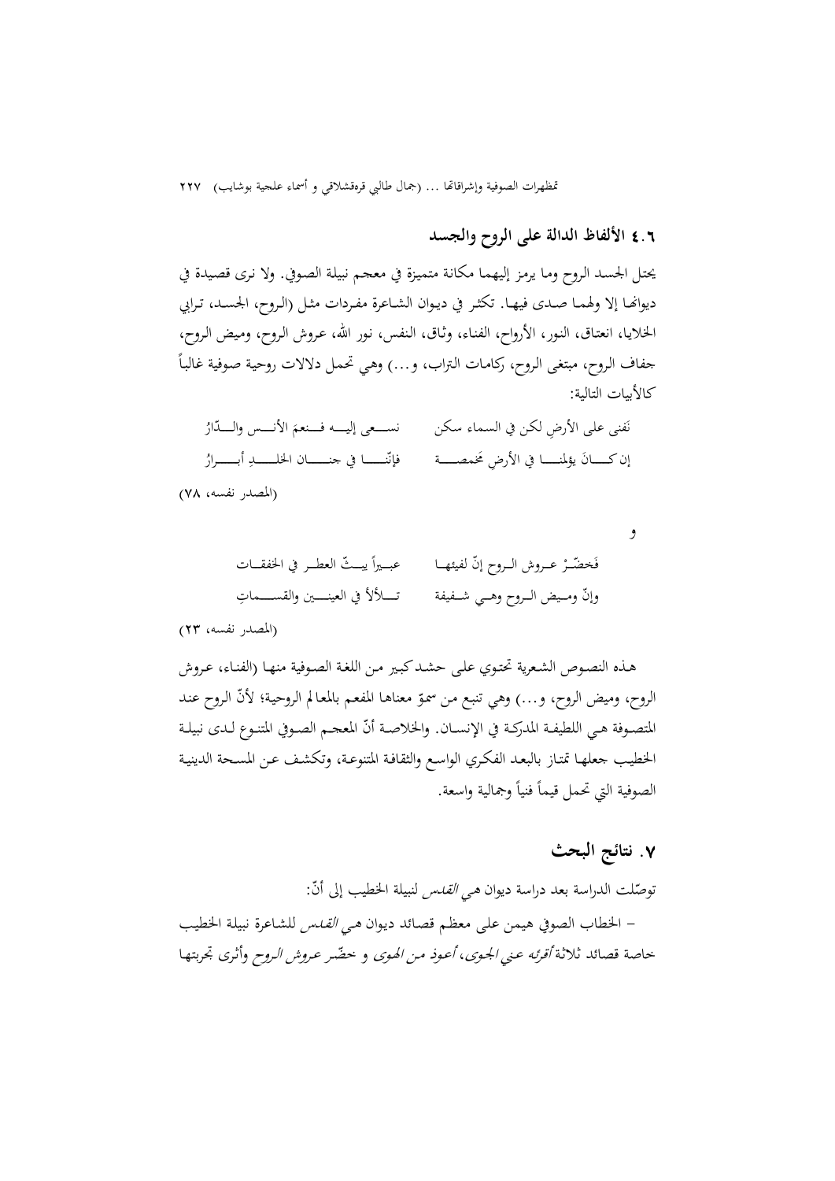## ٤.٦ الألفاظ الدالة على الروح والجسد

يحتل الجسد الروح وما يرمز إليهما مكانة متميزة في معجم نبيلة الصوفي. ولا نرى قصيدة في ديوانها إلا ولهما صدى فيها. تكثر في ديوان الشاعرة مفردات مثل (الروح، الجسد، ترابي الخلايا، انعتاق، النور، الأرواح، الفناء، وثاق، النفس، نور الله، عروش الروح، وميض الروح، جفاف الروح، مبتغى الروح، ركامات التراب، و...) وهي تحمل دلالات روحية صوفية غالباً كالأبيات التالية:

نَفنى على الأرضِ لكن في السماء سكن ··· نسعى إليه فنعمَ الأنس والدّارُ

إن كانَ يؤلمنا في الأرضِ مخمصة ··· فإنّنا في جنان الخلدِ أبرارُ

(المصدر نفسه، ٧٨)

و

فَخضِّرْ عروش الروح إنّ لفيئها ··· عبيراً يبثّ العطر في الخفقاتِ

وإنّ وميض الروح وهي شفيفة ··· تلألأ في العينين والقسماتِ

(المصدر نفسه، ٢٣)

هذه النصوص الشعرية تحتوي على حشد كبير من اللغة الصوفية منها (الفناء، عروش الروح، وميض الروح، و...) وهي تنبع من سموّ معناها المفعم بالمعالم الروحية؛ لأنّ الروح عند المتصوفة هي اللطيفة المدركة في الإنسان. والخلاصة أنّ المعجم الصوفي المتنوع لدى نبيلة الخطيب جعلها تمتاز بالبعد الفكري الواسع والثقافة المتنوعة، وتكشف عن المسحة الدينية الصوفية التي تحمل قيماً فنياً وجمالية واسعة.

## ٧. نتائج البحث

توصّلت الدراسة بعد دراسة ديوان هي *القدس* لنبيلة الخطيب إلى أنّ:

– الخطاب الصوفي هيمن على معظم قصائد ديوان هي *القدس* للشاعرة نبيلة الخطيب خاصة قصائد ثلاثة *أقرئه عني الجوى*، *أعوذ من الهوى* و خضّر *عروش الروح* وأثرى تجربتها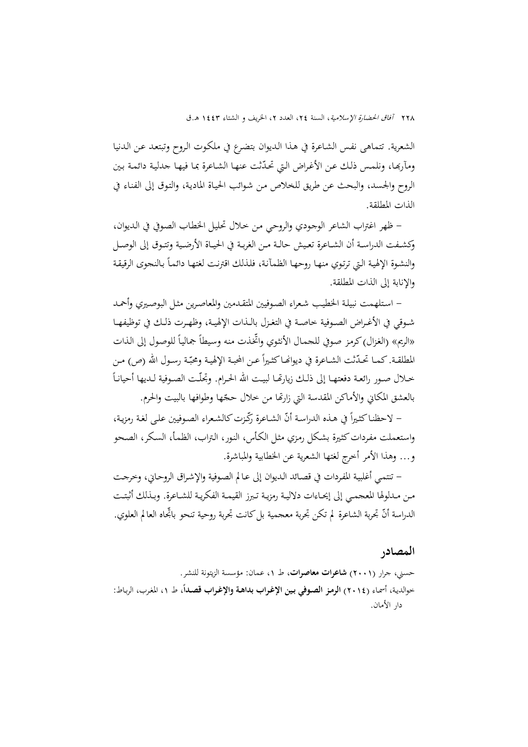الشعرية. تتماهى نفس الشاعرة في هذا الديوان بتضرع في ملكوت الروح وتبتعد عن الدنيا ومآربها، ونلمس ذلك عن الأغراض التي تحدّثت عنها الشاعرة بما فيها جدلية دائمة بين الروح والجسد، والبحث عن طريق للخلاص من شوائب الحياة المادية، والتوق إلى الفناء في الذات المطلقة.

– ظهر اغتراب الشاعر الوجودي والروحي من خلال تحليل الخطاب الصوفي في الديوان، وكشفت الدراسة أن الشاعرة تعيش حالة من الغربة في الحياة الأرضية وتتوق إلى الوصل والنشوة الإلهية التي ترتوي منها روحها الظمآنة، فلذلك اقترنت لغتها دائماً بالنجوى الرقيقة والإنابة إلى الذات المطلقة.

– استلهمت نبيلة الخطيب شعراء الصوفيين المتقدمين والمعاصرين مثل البوصيري وأحمد شوقي في الأغراض الصوفية خاصة في التغزل بالذات الإلهية، وظهرت ذلك في توظيفها «الريم» (الغزال) كرمز صوفي للجمال الأنثوي واتّخذت منه وسيطاً جمالياً للوصول إلى الذات المطلقة. كما تحدّثت الشاعرة في ديوانها كثيراً عن المحبة الإلهية ومحبّة رسول الله (ص) من خلال صور رائعة دفعتها إلى ذلك زيارتها لبيت الله الحرام. وتجلّت الصوفية لديها أحياناً بالعشق المكاني والأماكن المقدسة التي زارتها من خلال حجّها وطوافها بالبيت والحرم.

– لاحظنا كثيراً في هذه الدراسة أنّ الشاعرة ركّزت كالشعراء الصوفيين على لغة رمزية، واستعملت مفردات كثيرة بشكل رمزي مثل الكأس، النور، التراب، الظمأ، السكر، الصحو و... وهذا الأمر أخرج لغتها الشعرية عن الخطابية والمباشرة.

– تنتمي أغلبية المفردات في قصائد الديوان إلى عالم الصوفية والإشراق الروحاني، وخرجت من مدلولها المعجمي إلى إيحاءات دلالية رمزية تبرز القيمة الفكرية للشاعرة. وبذلك أثبتت الدراسة أنّ تجربة الشاعرة لم تكن تجربة معجمية بل كانت تجربة روحية تنحو باتّجاه العالم العلوي.

## المصادر

حسني، جرار (٢٠٠١) **شاعرات معاصرات**، ط ١، عمان: مؤسسة الزيتونة للنشر.

خوالدية، أسماء (٢٠١٤) **الرمز الصوفي بين الإغراب بداهة والإغراب قصداً**، ط ١، المغرب، الرباط: دار الأمان.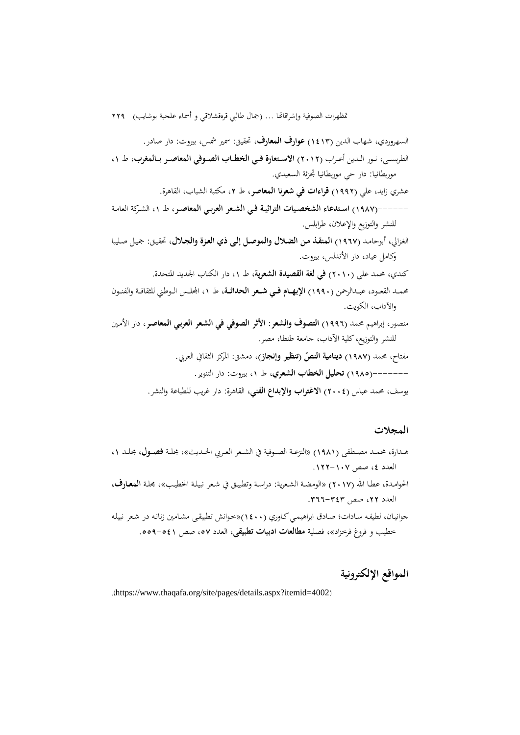السهروردي، شهاب الدين (١٤١٣) **عوارف المعارف**، تحقيق: سمير شمس، بيروت: دار صادر.

الطريسي، نور الدين أعراب (٢٠١٢) **الاستعارة في الخطاب الصوفي المعاصر بالمغرب**، ط ١، موريطانيا: دار حي موريطانيا تجزئة السعيدي.

عشري زايد، علي (١٩٩٢) **قراءات في شعرنا المعاصر**، ط ٢، مكتبة الشباب، القاهرة.

------(١٩٨٧) **استدعاء الشخصيات التراثية في الشعر العربي المعاصر**، ط ١، الشركة العامة للنشر والتوزيع والإعلان، طرابلس.

الغزالي، أبوحامد (١٩٦٧) **المنقذ من الضلال والموصل إلى ذي العزة والجلال**، تحقيق: جميل صليبا وكامل عياد، دار الأندلس، بيروت.

كندي، محمد علي (٢٠١٠) **في لغة القصيدة الشعرية**، ط ١، دار الكتاب الجديد المتحدة.

محمد القعود، عبدالرحمن (١٩٩٠) **الإبهام في شعر الحداثة**، ط ١، المجلس الوطني للثقافة والفنون والآداب، الكويت.

منصور، إبراهيم محمد (١٩٩٦) **التصوف والشعر: الأثر الصوفي في الشعر العربي المعاصر**، دار الأمين للنشر والتوزيع، كلية الآداب، جامعة طنطا، مصر.

مفتاح، محمد (١٩٨٧) **دينامية النصّ (تنظير وإنجاز)**، دمشق: المركز الثقافي العربي.

-------(١٩٨٥) **تحليل الخطاب الشعري**، ط ١، بيروت: دار التنوير.

يوسف، محمد عباس (٢٠٠٤) **الاغتراب والإبداع الفني**، القاهرة: دار غريب للطباعة والنشر.

## المجلات

هدارة، محمد مصطفى (١٩٨١) «النزعة الصوفية في الشعر العربي الحديث»، مجلة **فصول**، مجلد ١، العدد ٤، صص ١٠٧-١٢٢.

الحوامدة، عطا الله (٢٠١٧) «الومضة الشعرية: دراسة وتطبيق في شعر نبيلة الخطيب»، مجلة **المعارف**، العدد ٢٢، صص ٣٤٣-٣٦٦.

جوانيان، لطيفه سادات؛ صادق ابراهيمي كاوري (١٤٠٠)«خوانش تطبيقى مشامين زنانه در شعر نبيله خطيب و فروغ فرخزاد»، فصلية **مطالعات ادبيات تطبيقى**، العدد ٥٧، صص ٥٤١-٥٥٩.

## المواقع الإلكترونية

(https://www.thaqafa.org/site/pages/details.aspx?itemid=4002).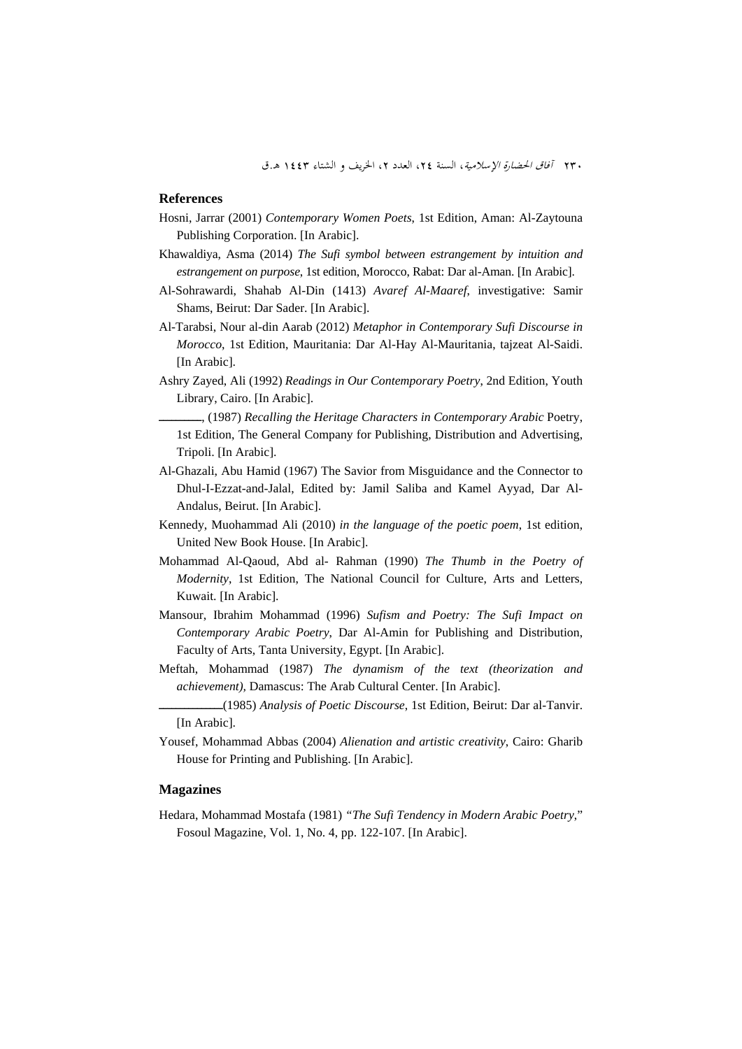### References

Hosni, Jarrar (2001) *Contemporary Women Poets*, 1st Edition, Aman: Al-Zaytouna Publishing Corporation. [In Arabic].

Khawaldiya, Asma (2014) *The Sufi symbol between estrangement by intuition and estrangement on purpose*, 1st edition, Morocco, Rabat: Dar al-Aman. [In Arabic].

Al-Sohrawardi, Shahab Al-Din (1413) *Avaref Al-Maaref*, investigative: Samir Shams, Beirut: Dar Sader. [In Arabic].

Al-Tarabsi, Nour al-din Aarab (2012) *Metaphor in Contemporary Sufi Discourse in Morocco*, 1st Edition, Mauritania: Dar Al-Hay Al-Mauritania, tajzeat Al-Saidi. [In Arabic].

Ashry Zayed, Ali (1992) *Readings in Our Contemporary Poetry*, 2nd Edition, Youth Library, Cairo. [In Arabic].

_______, (1987) *Recalling the Heritage Characters in Contemporary Arabic* Poetry, 1st Edition, The General Company for Publishing, Distribution and Advertising, Tripoli. [In Arabic].

Al-Ghazali, Abu Hamid (1967) The Savior from Misguidance and the Connector to Dhul-I-Ezzat-and-Jalal, Edited by: Jamil Saliba and Kamel Ayyad, Dar Al-Andalus, Beirut. [In Arabic].

Kennedy, Muohammad Ali (2010) *in the language of the poetic poem*, 1st edition, United New Book House. [In Arabic].

Mohammad Al-Qaoud, Abd al- Rahman (1990) *The Thumb in the Poetry of Modernity*, 1st Edition, The National Council for Culture, Arts and Letters, Kuwait. [In Arabic].

Mansour, Ibrahim Mohammad (1996) *Sufism and Poetry: The Sufi Impact on Contemporary Arabic Poetry*, Dar Al-Amin for Publishing and Distribution, Faculty of Arts, Tanta University, Egypt. [In Arabic].

Meftah, Mohammad (1987) *The dynamism of the text (theorization and achievement)*, Damascus: The Arab Cultural Center. [In Arabic].

__________(1985) *Analysis of Poetic Discourse*, 1st Edition, Beirut: Dar al-Tanvir. [In Arabic].

Yousef, Mohammad Abbas (2004) *Alienation and artistic creativity*, Cairo: Gharib House for Printing and Publishing. [In Arabic].

### Magazines

Hedara, Mohammad Mostafa (1981) *"The Sufi Tendency in Modern Arabic Poetry*," Fosoul Magazine, Vol. 1, No. 4, pp. 122-107. [In Arabic].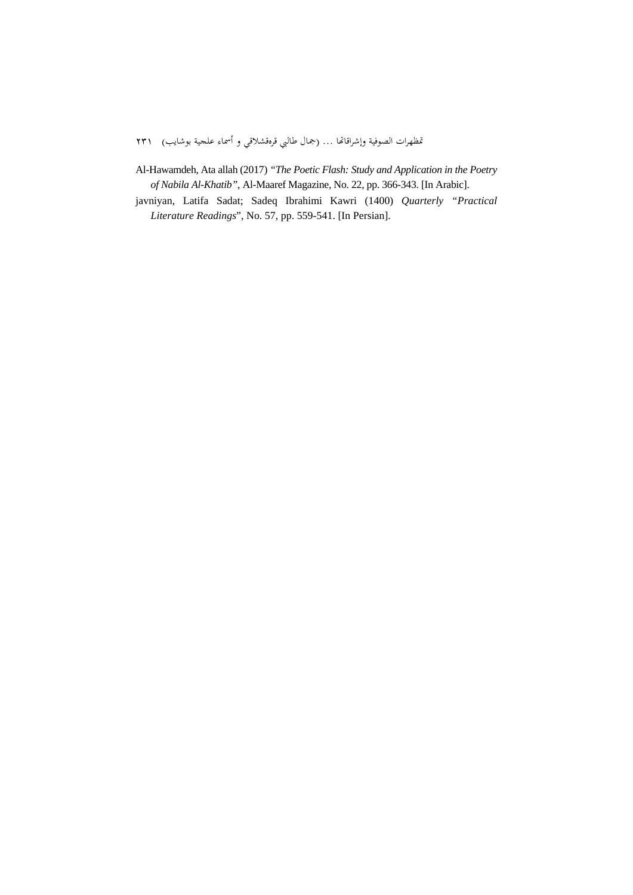Al-Hawamdeh, Ata allah (2017) *"The Poetic Flash: Study and Application in the Poetry of Nabila Al-Khatib"*, Al-Maaref Magazine, No. 22, pp. 366-343. [In Arabic].

javniyan, Latifa Sadat; Sadeq Ibrahimi Kawri (1400) *Quarterly "Practical Literature Readings*", No. 57, pp. 559-541. [In Persian].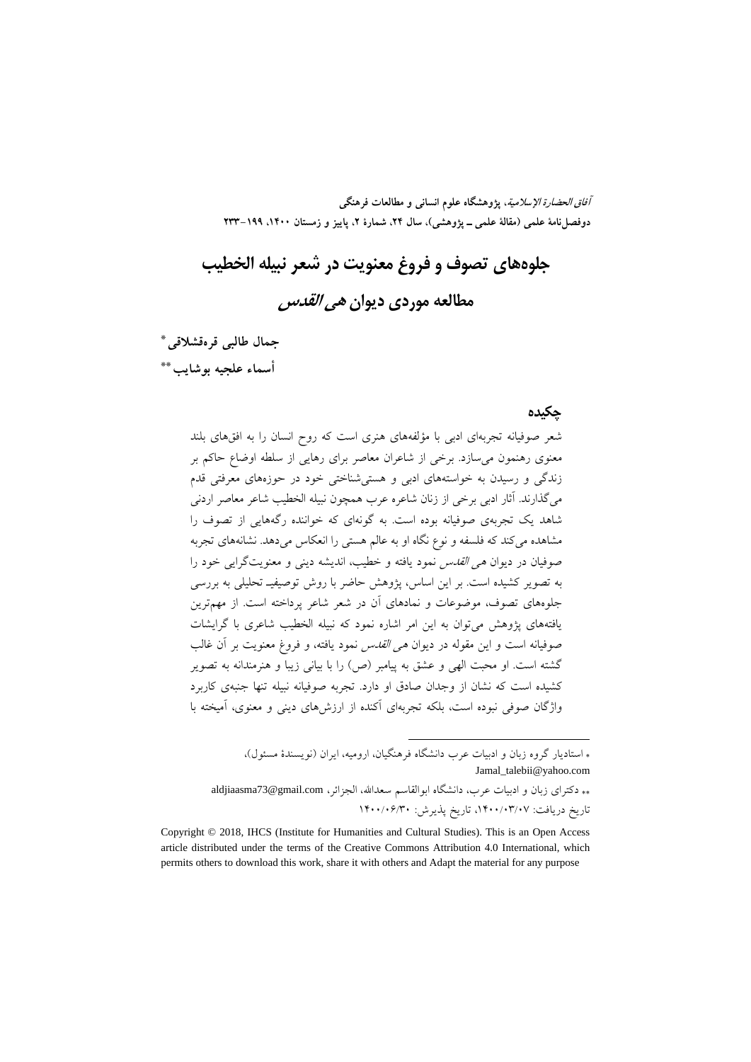# جلوه‌های تصوف و فروغ معنویت در شعر نبیله الخطیب

## مطالعه موردی دیوان *هی القدس*

**جمال طالبی قره‌قشلاقی**[*]

**أسماء علجیه بوشایب**[**]

### چکیده

شعر صوفیانه تجربه‌ای ادبی با مؤلفه‌های هنری است که روح انسان را به افق‌های بلند معنوی رهنمون می‌سازد. برخی از شاعران معاصر برای رهایی از سلطه اوضاع حاکم بر زندگی و رسیدن به خواسته‌های ادبی و هستی‌شناختی خود در حوزه‌های معرفتی قدم می‌گذارند. آثار ادبی برخی از زنان شاعره عرب همچون نبیله الخطیب شاعر معاصر اردنی شاهد یک تجربه‌ی صوفیانه بوده است. به گونه‌ای که خواننده رگه‌هایی از تصوف را مشاهده می‌کند که فلسفه و نوع نگاه او به عالم هستی را انعکاس می‌دهد. نشانه‌های تجربه صوفیان در دیوان *هی القدس* نمود یافته و خطیب، اندیشه دینی و معنویت‌گرایی خود را به تصویر کشیده است. بر این اساس، پژوهش حاضر با روش توصیفیـ تحلیلی به بررسی جلوه‌های تصوف، موضوعات و نمادهای آن در شعر شاعر پرداخته است. از مهم‌ترین یافته‌های پژوهش می‌توان به این امر اشاره نمود که نبیله الخطیب شاعری با گرایشات صوفیانه است و این مقوله در دیوان *هی القدس* نمود یافته، و فروغ معنویت بر آن غالب گشته است. او محبت الهی و عشق به پیامبر (ص) را با بیانی زیبا و هنرمندانه به تصویر کشیده است که نشان از وجدان صادق او دارد. تجربه صوفیانه نبیله تنها جنبه‌ی کاربرد واژگان صوفی نبوده است، بلکه تجربه‌ای آکنده از ارزش‌های دینی و معنوی، آمیخته با

---

[*] استادیار گروه زبان و ادبیات عرب دانشگاه فرهنگیان، ارومیه، ایران (نویسندهٔ مسئول)، Jamal_talebii@yahoo.com

[**] دکترای زبان و ادبیات عرب، دانشگاه ابوالقاسم سعدالله، الجزائر، aldjiaasma73@gmail.com

تاریخ دریافت: ۱۴۰۰/۰۳/۰۷، تاریخ پذیرش: ۱۴۰۰/۰۶/۳۰

Copyright © 2018, IHCS (Institute for Humanities and Cultural Studies). This is an Open Access article distributed under the terms of the Creative Commons Attribution 4.0 International, which permits others to download this work, share it with others and Adapt the material for any purpose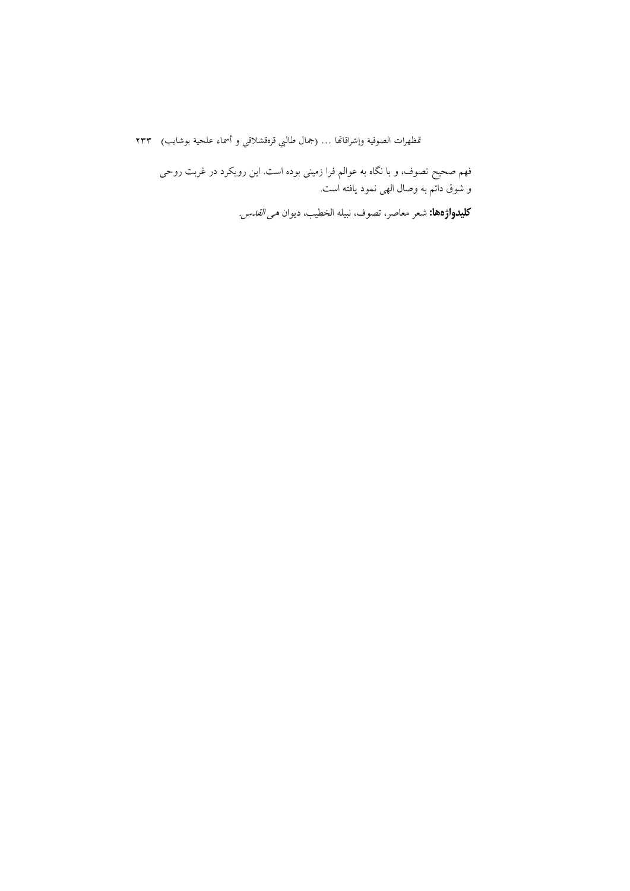فهم صحیح تصوف، و با نگاه به عوالم فرا زمینی بوده است. این رویکرد در غربت روحی و شوق دائم به وصال الهی نمود یافته است.

**کلیدواژه‌ها:** شعر معاصر، تصوف، نبیله الخطیب، دیوان هی *القدس*.